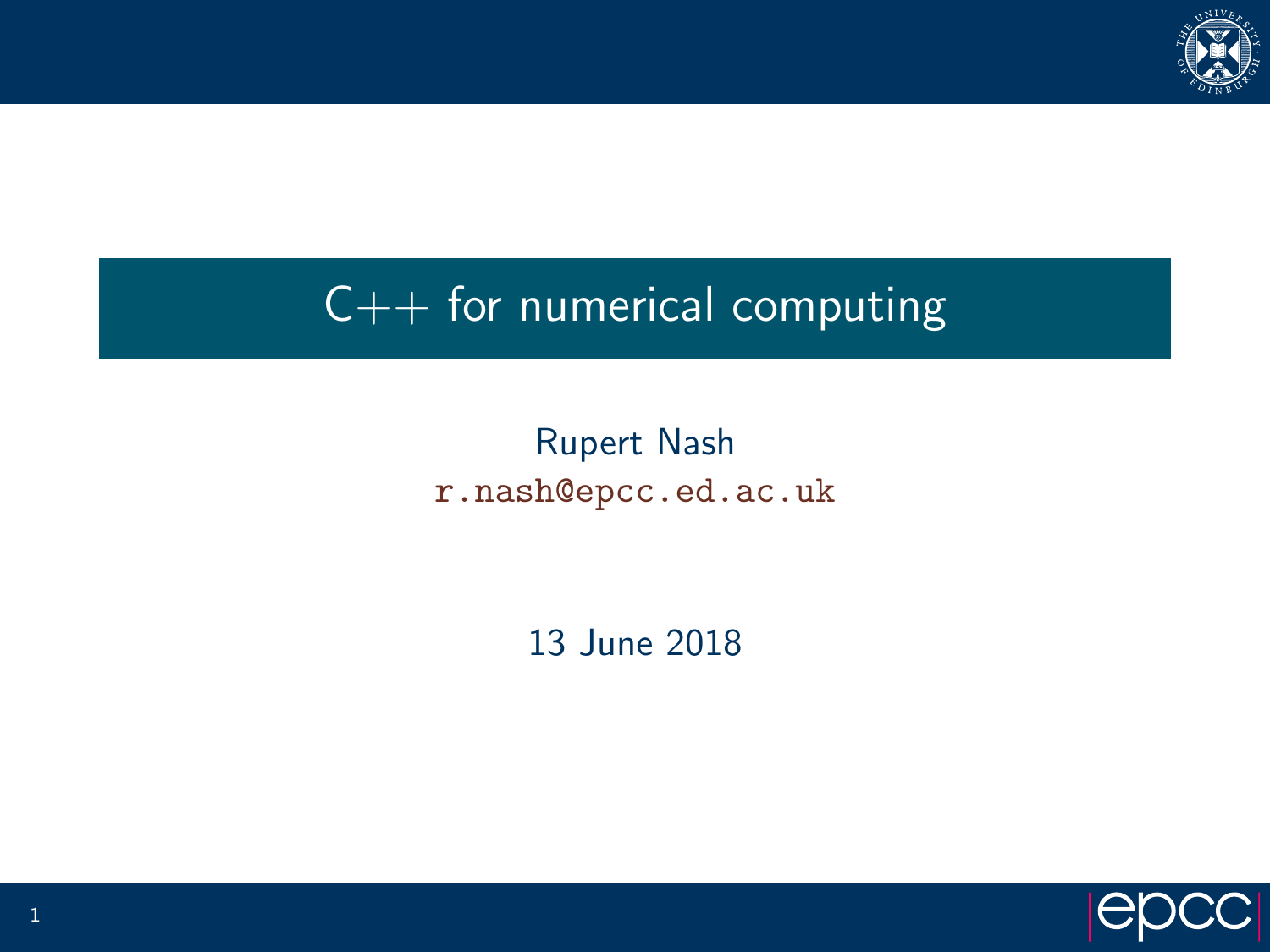# C++ for numerical computing

Rupert Nash

r.nash@epcc.ed.ac.uk

13 June 2018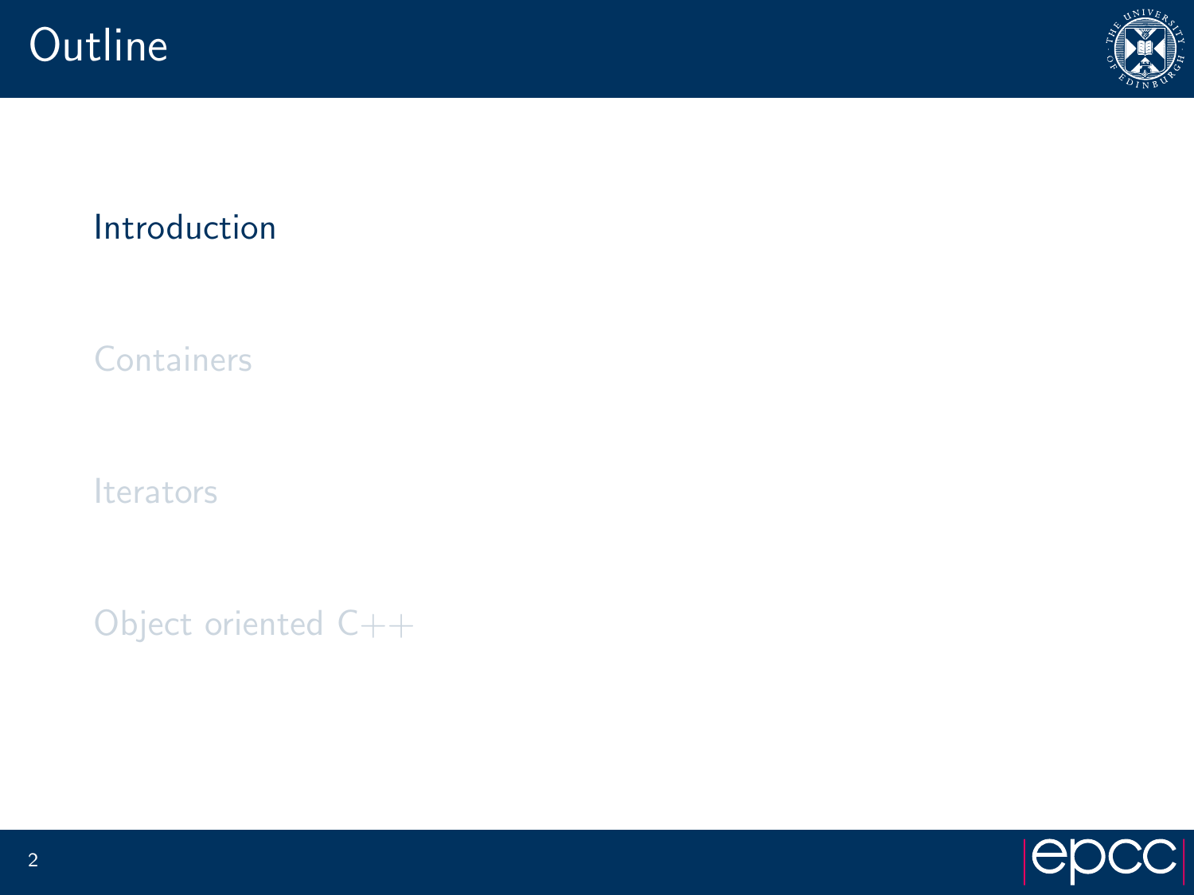# Outline

- Introduction
- Containers
- Iterators
- Object oriented C++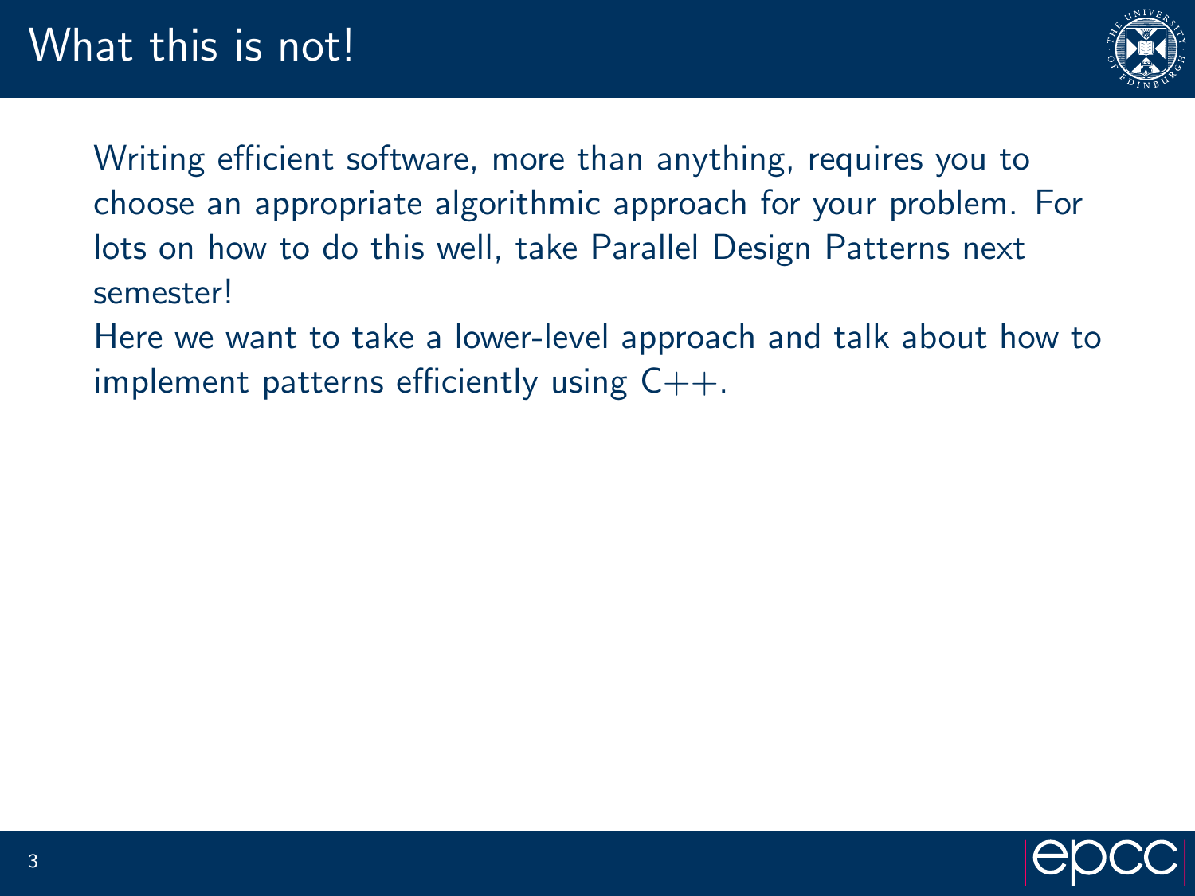# What this is not!

Writing efficient software, more than anything, requires you to choose an appropriate algorithmic approach for your problem. For lots on how to do this well, take Parallel Design Patterns next semester!

Here we want to take a lower-level approach and talk about how to implement patterns efficiently using C++.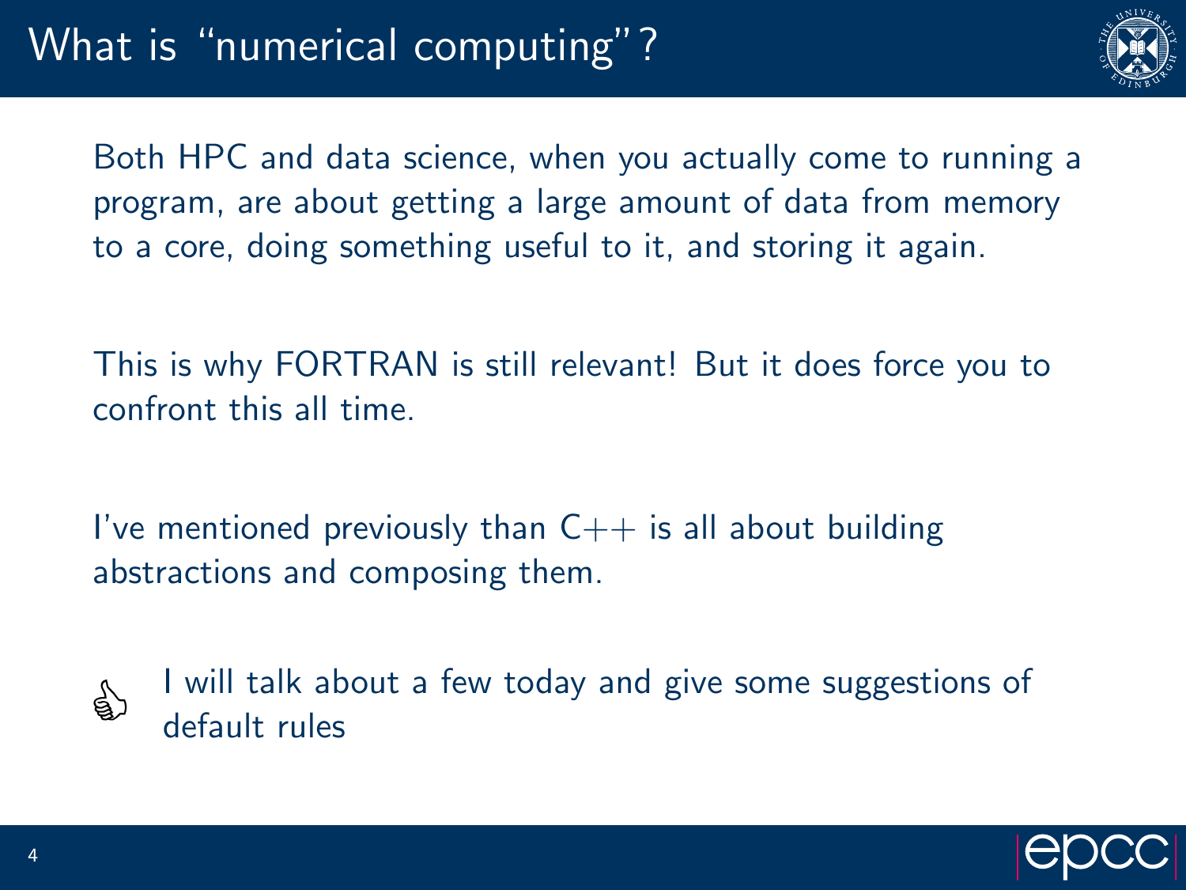# What is "numerical computing"?

Both HPC and data science, when you actually come to running a program, are about getting a large amount of data from memory to a core, doing something useful to it, and storing it again.

This is why FORTRAN is still relevant! But it does force you to confront this all time.

I've mentioned previously than C++ is all about building abstractions and composing them.

👍 I will talk about a few today and give some suggestions of default rules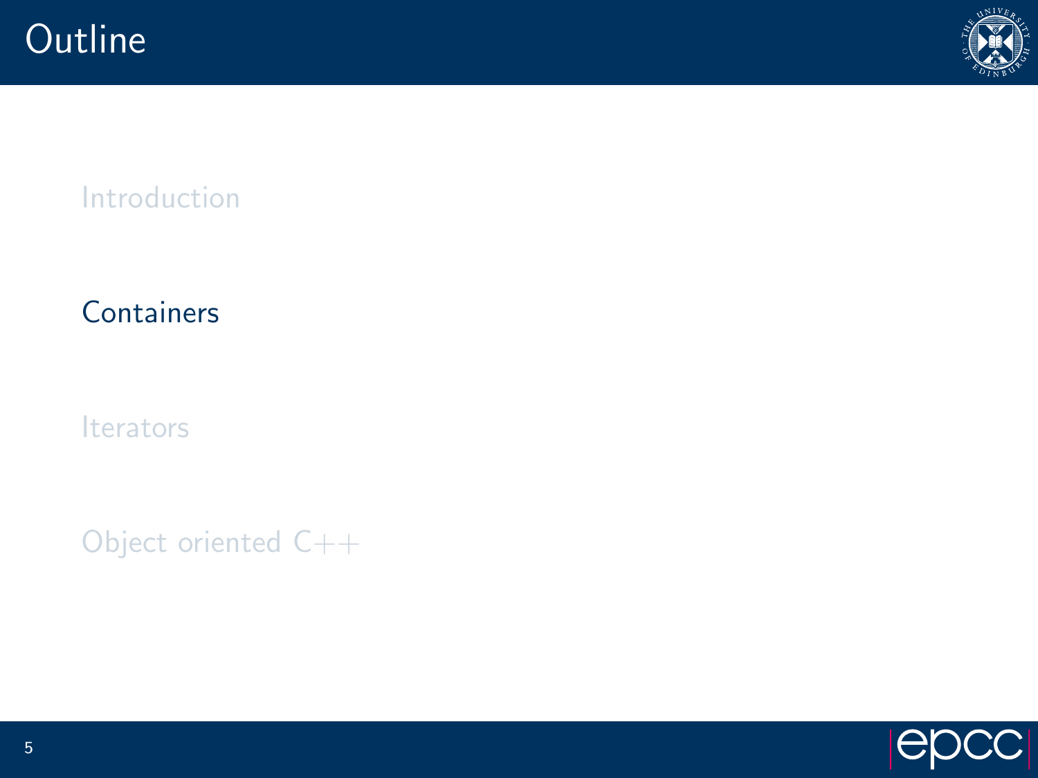# Outline

- Introduction
- **Containers**
- Iterators
- Object oriented C++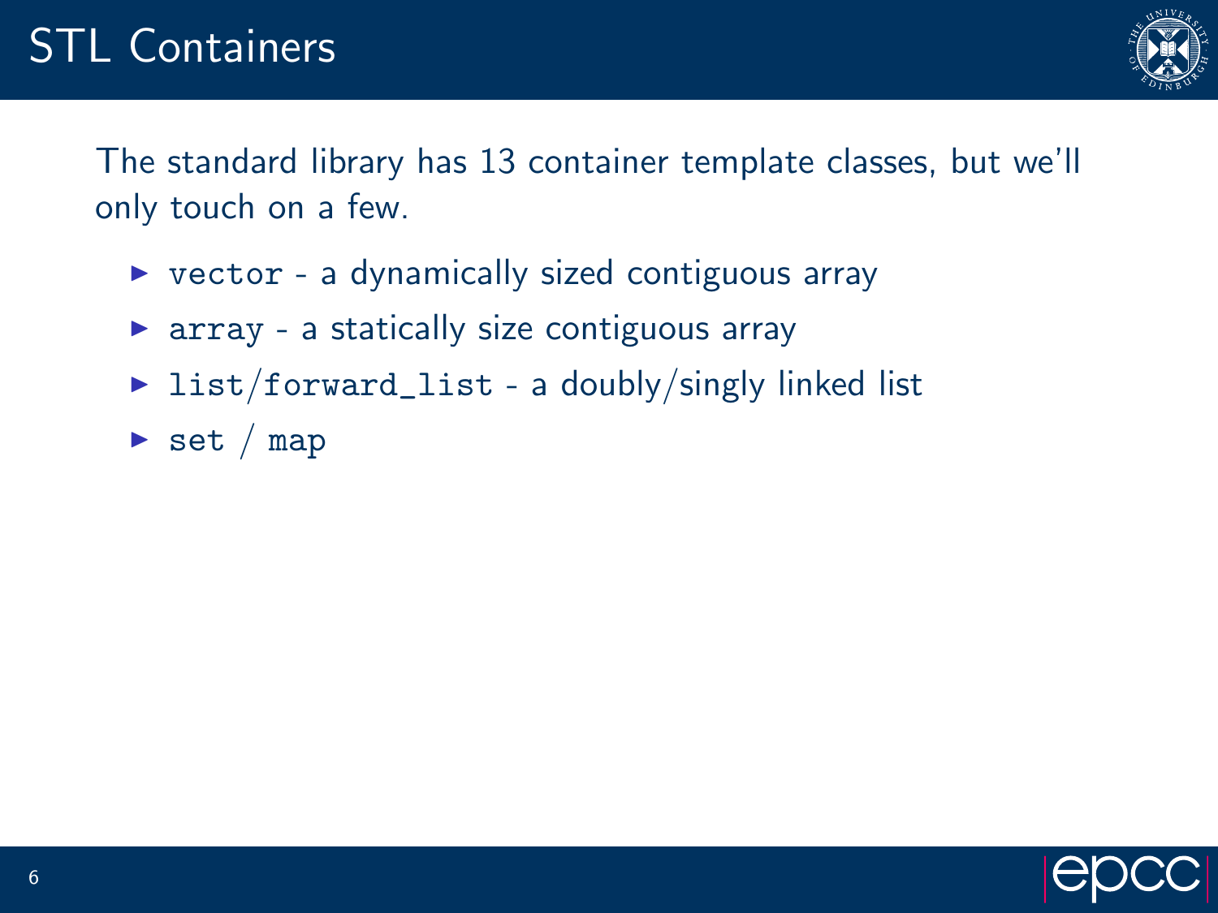# STL Containers

The standard library has 13 container template classes, but we'll only touch on a few.

- `vector` - a dynamically sized contiguous array
- `array` - a statically size contiguous array
- `list`/`forward_list` - a doubly/singly linked list
- `set` / `map`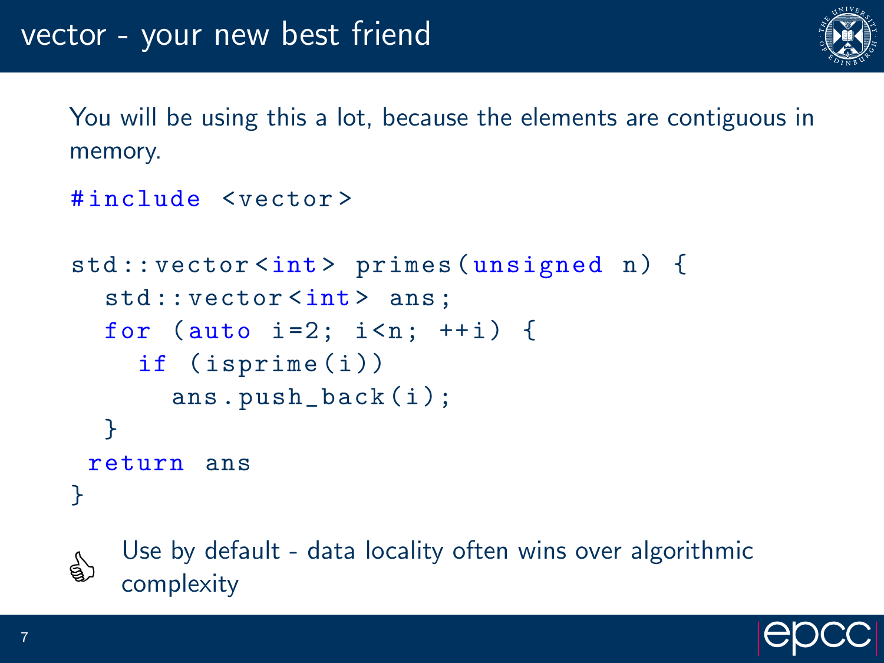# vector - your new best friend

You will be using this a lot, because the elements are contiguous in memory.

```
#include <vector>

std::vector<int> primes(unsigned n) {
  std::vector<int> ans;
  for (auto i=2; i<n; ++i) {
    if (isprime(i))
      ans.push_back(i);
  }
 return ans
}
```

👍 Use by default - data locality often wins over algorithmic complexity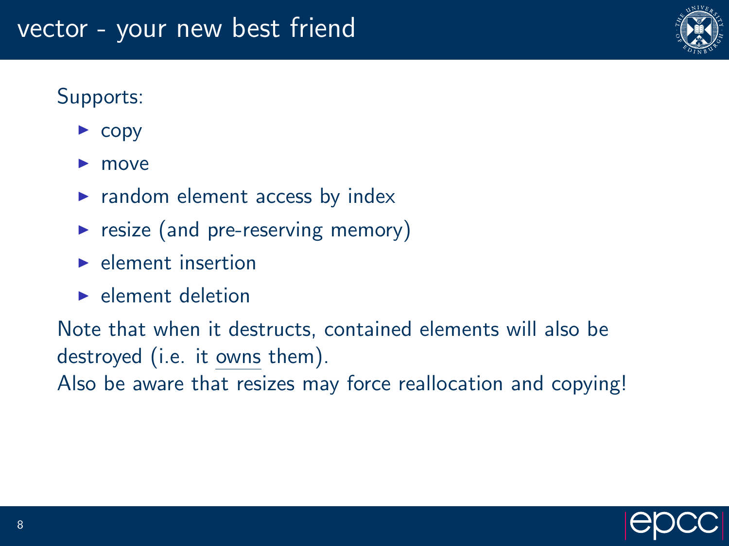# vector - your new best friend

Supports:

- copy
- move
- random element access by index
- resize (and pre-reserving memory)
- element insertion
- element deletion

Note that when it destructs, contained elements will also be destroyed (i.e. it owns them).
Also be aware that resizes may force reallocation and copying!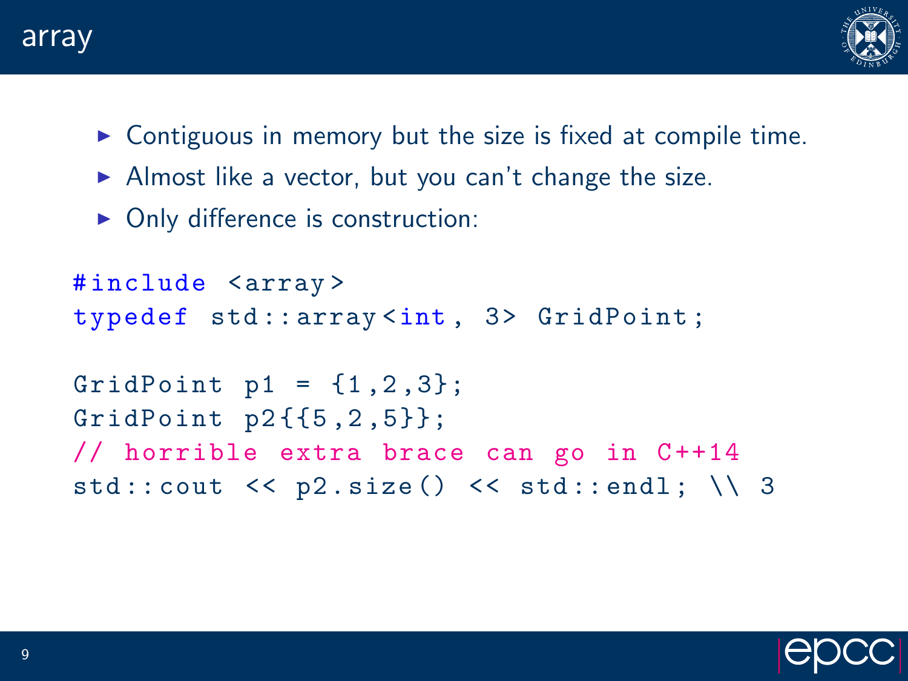# array

- Contiguous in memory but the size is fixed at compile time.
- Almost like a vector, but you can't change the size.
- Only difference is construction:

```
#include <array>
typedef std::array<int, 3> GridPoint;

GridPoint p1 = {1,2,3};
GridPoint p2{{5,2,5}};
// horrible extra brace can go in C++14
std::cout << p2.size() << std::endl; \\ 3
```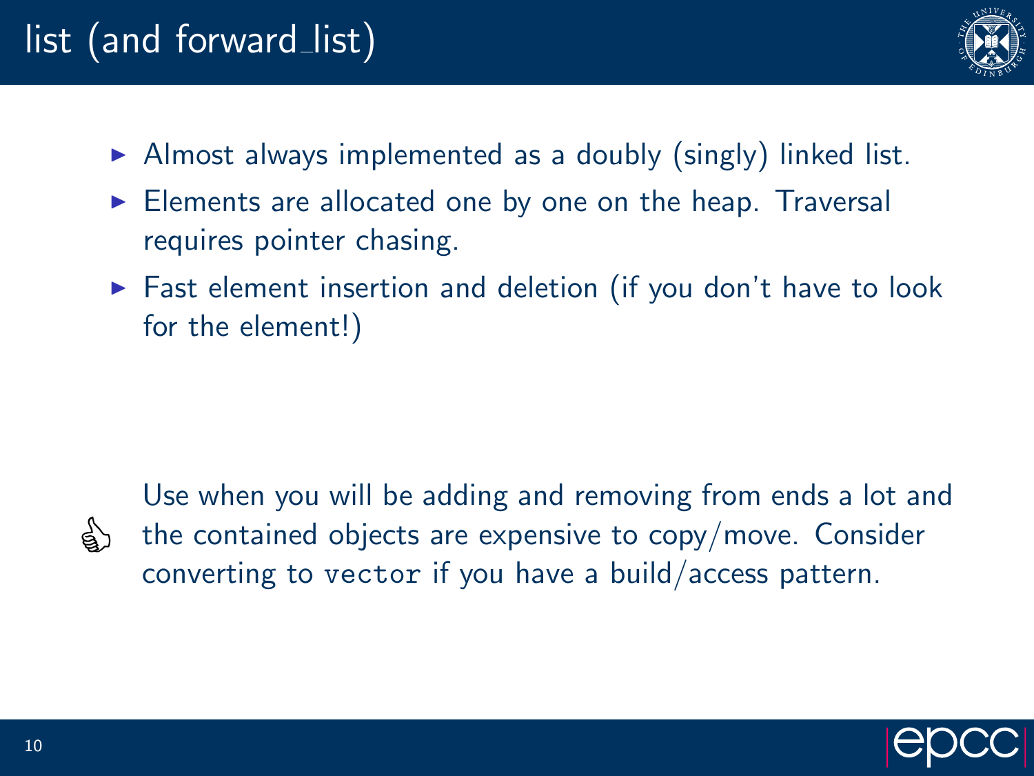# list (and forward_list)

- Almost always implemented as a doubly (singly) linked list.
- Elements are allocated one by one on the heap. Traversal requires pointer chasing.
- Fast element insertion and deletion (if you don't have to look for the element!)

👍 Use when you will be adding and removing from ends a lot and the contained objects are expensive to copy/move. Consider converting to `vector` if you have a build/access pattern.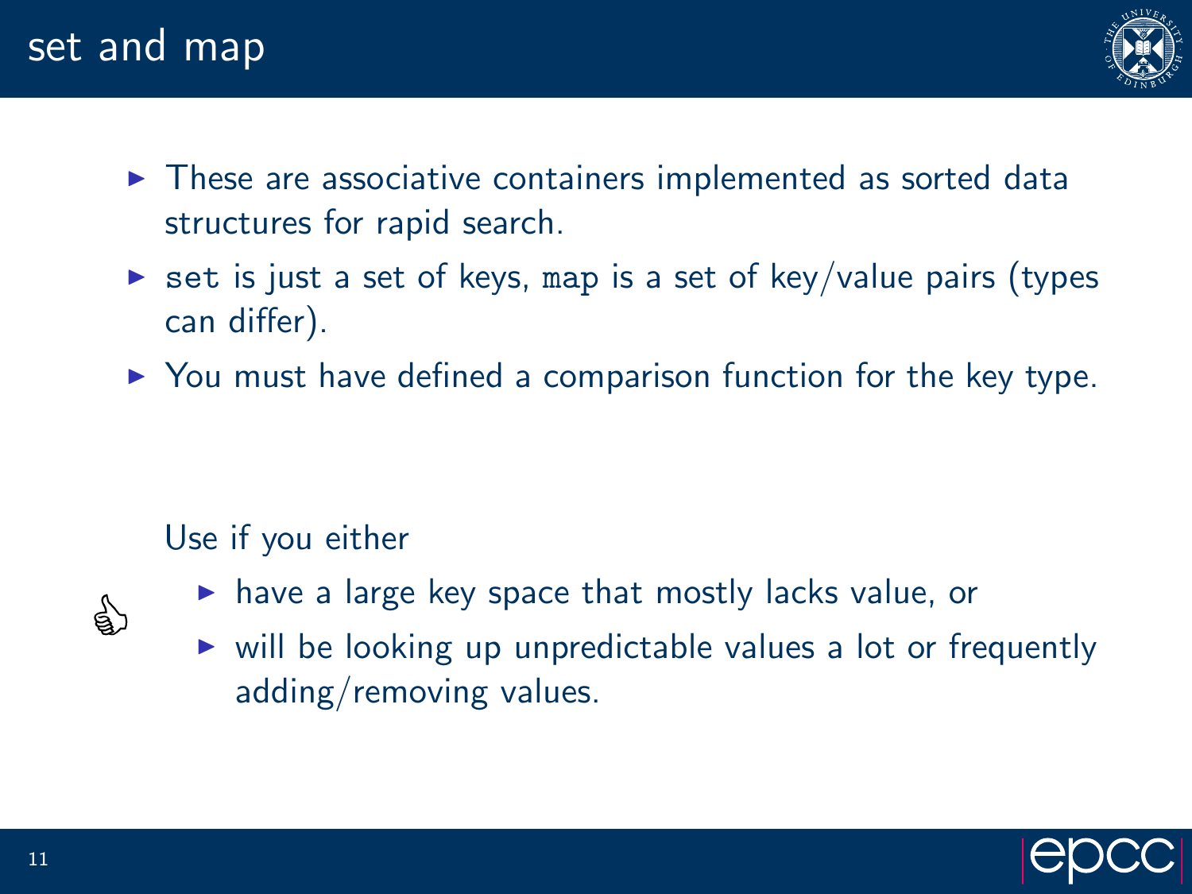# set and map

- These are associative containers implemented as sorted data structures for rapid search.
- `set` is just a set of keys, `map` is a set of key/value pairs (types can differ).
- You must have defined a comparison function for the key type.

Use if you either

- have a large key space that mostly lacks value, or
- will be looking up unpredictable values a lot or frequently adding/removing values.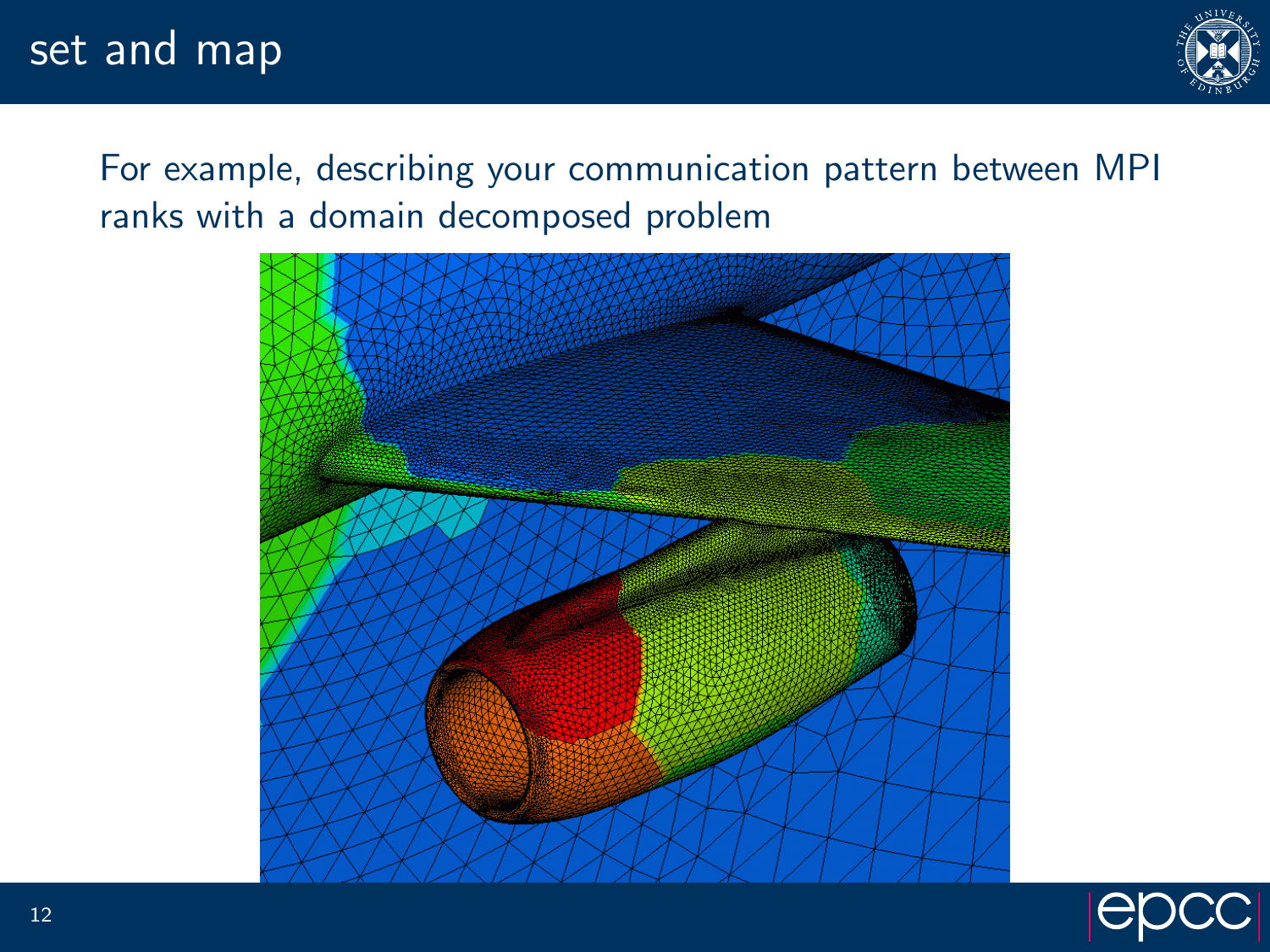# set and map

For example, describing your communication pattern between MPI ranks with a domain decomposed problem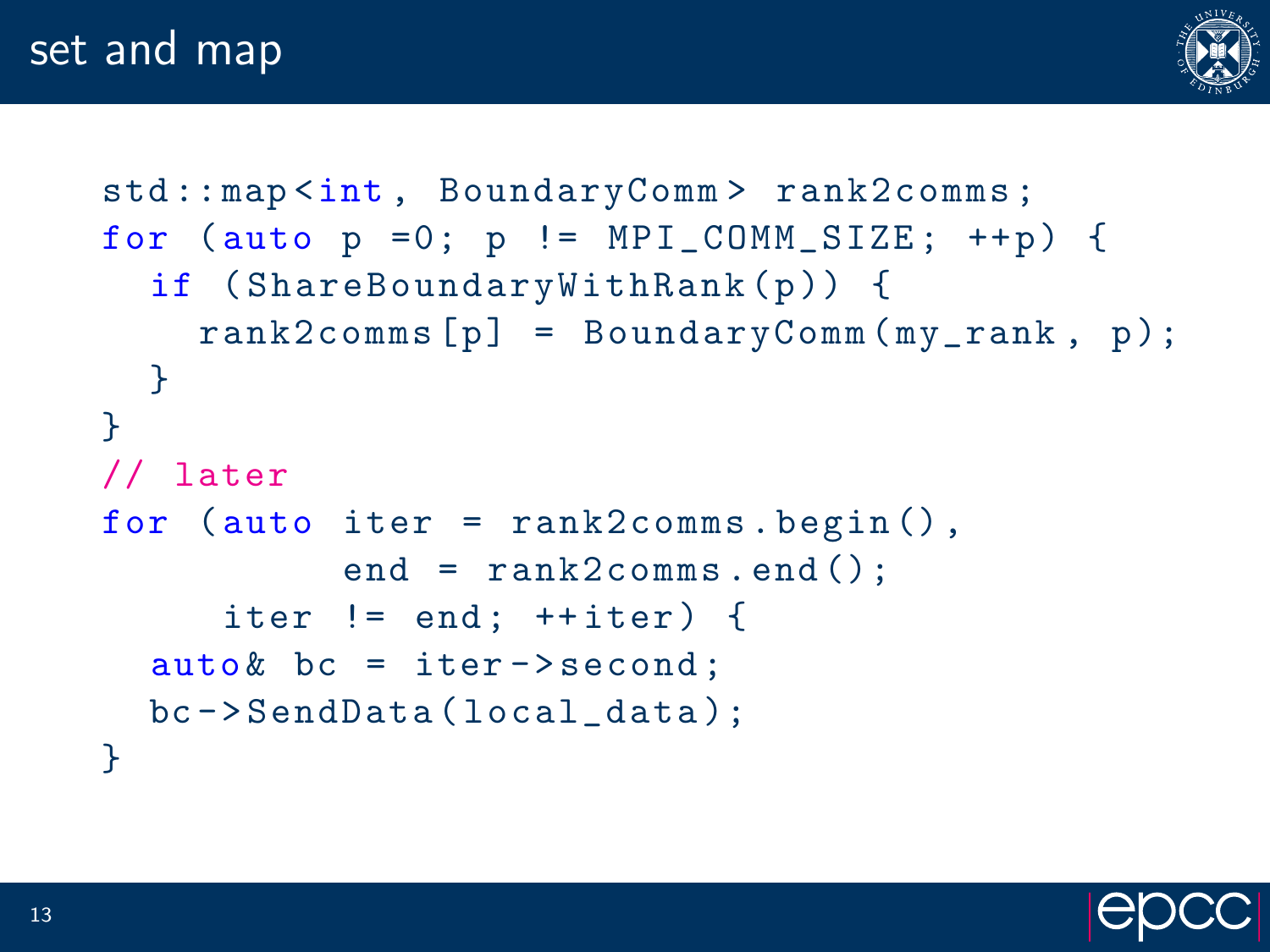# set and map

```
std::map<int, BoundaryComm> rank2comms;
for (auto p =0; p != MPI_COMM_SIZE; ++p) {
  if (ShareBoundaryWithRank(p)) {
    rank2comms[p] = BoundaryComm(my_rank, p);
  }
}
// later
for (auto iter = rank2comms.begin(),
          end = rank2comms.end();
     iter != end; ++iter) {
  auto& bc = iter->second;
  bc->SendData(local_data);
}
```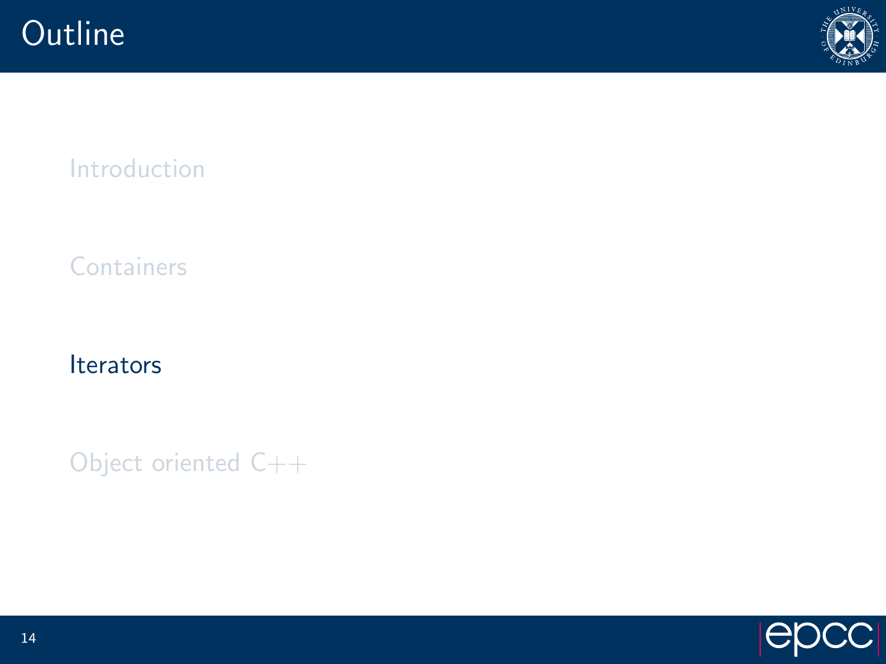# Outline

Introduction

Containers

Iterators

Object oriented C++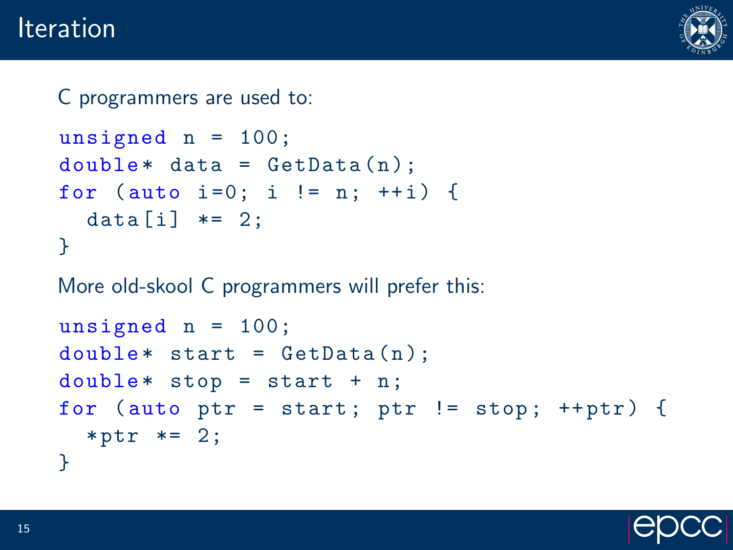# Iteration

C programmers are used to:

```
unsigned n = 100;
double* data = GetData(n);
for (auto i=0; i != n; ++i) {
  data[i] *= 2;
}
```

More old-skool C programmers will prefer this:

```
unsigned n = 100;
double* start = GetData(n);
double* stop = start + n;
for (auto ptr = start; ptr != stop; ++ptr) {
  *ptr *= 2;
}
```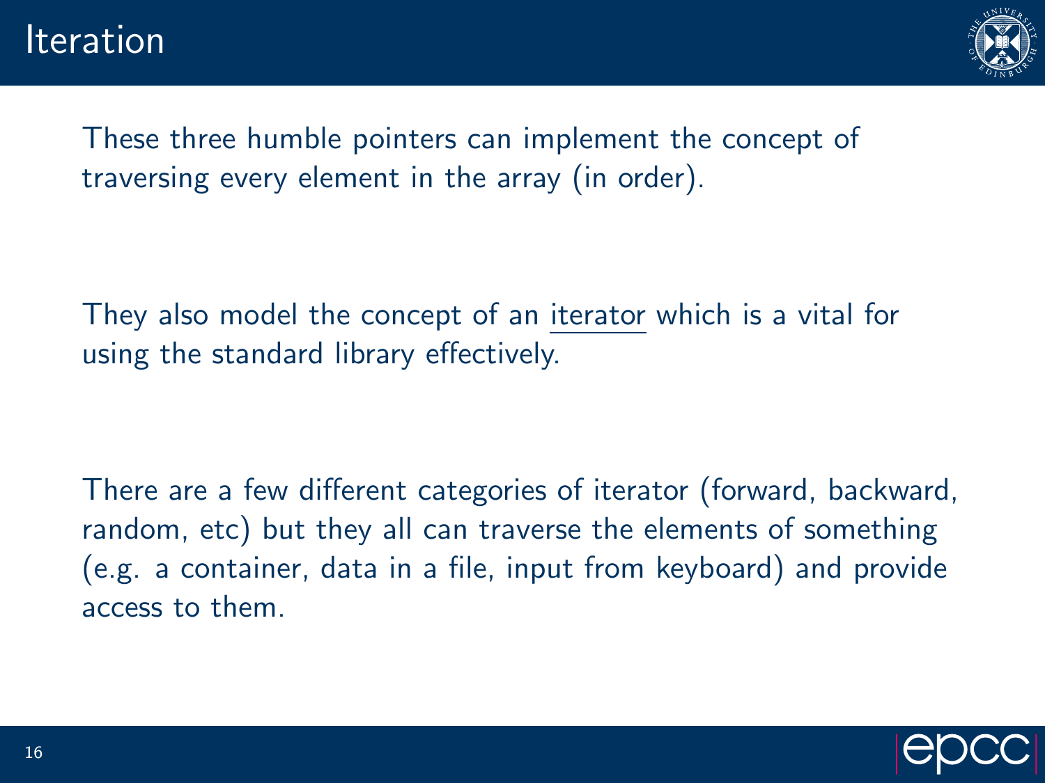# Iteration

These three humble pointers can implement the concept of traversing every element in the array (in order).

They also model the concept of an iterator which is a vital for using the standard library effectively.

There are a few different categories of iterator (forward, backward, random, etc) but they all can traverse the elements of something (e.g. a container, data in a file, input from keyboard) and provide access to them.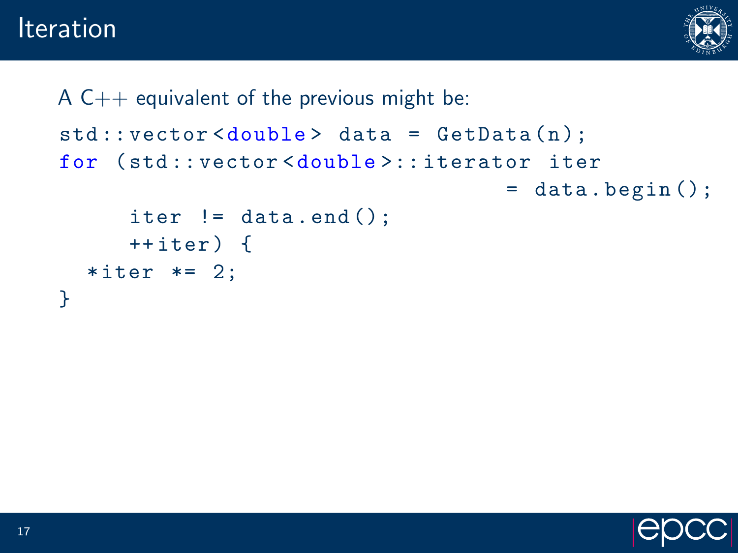# Iteration

A C++ equivalent of the previous might be:

```
std::vector<double> data = GetData(n);
for (std::vector<double>::iterator iter
                                   = data.begin();
     iter != data.end();
     ++iter) {
  *iter *= 2;
}
```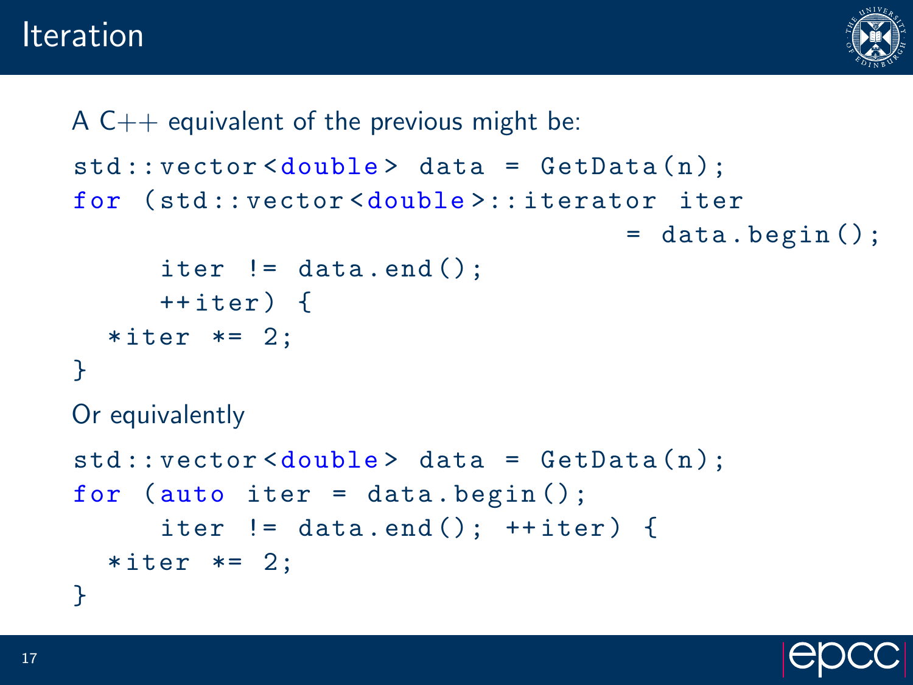# Iteration

A C++ equivalent of the previous might be:

```
std::vector<double> data = GetData(n);
for (std::vector<double>::iterator iter
                                    = data.begin();
      iter != data.end();
      ++iter) {
  *iter *= 2;
}
```

Or equivalently

```
std::vector<double> data = GetData(n);
for (auto iter = data.begin();
      iter != data.end(); ++iter) {
  *iter *= 2;
}
```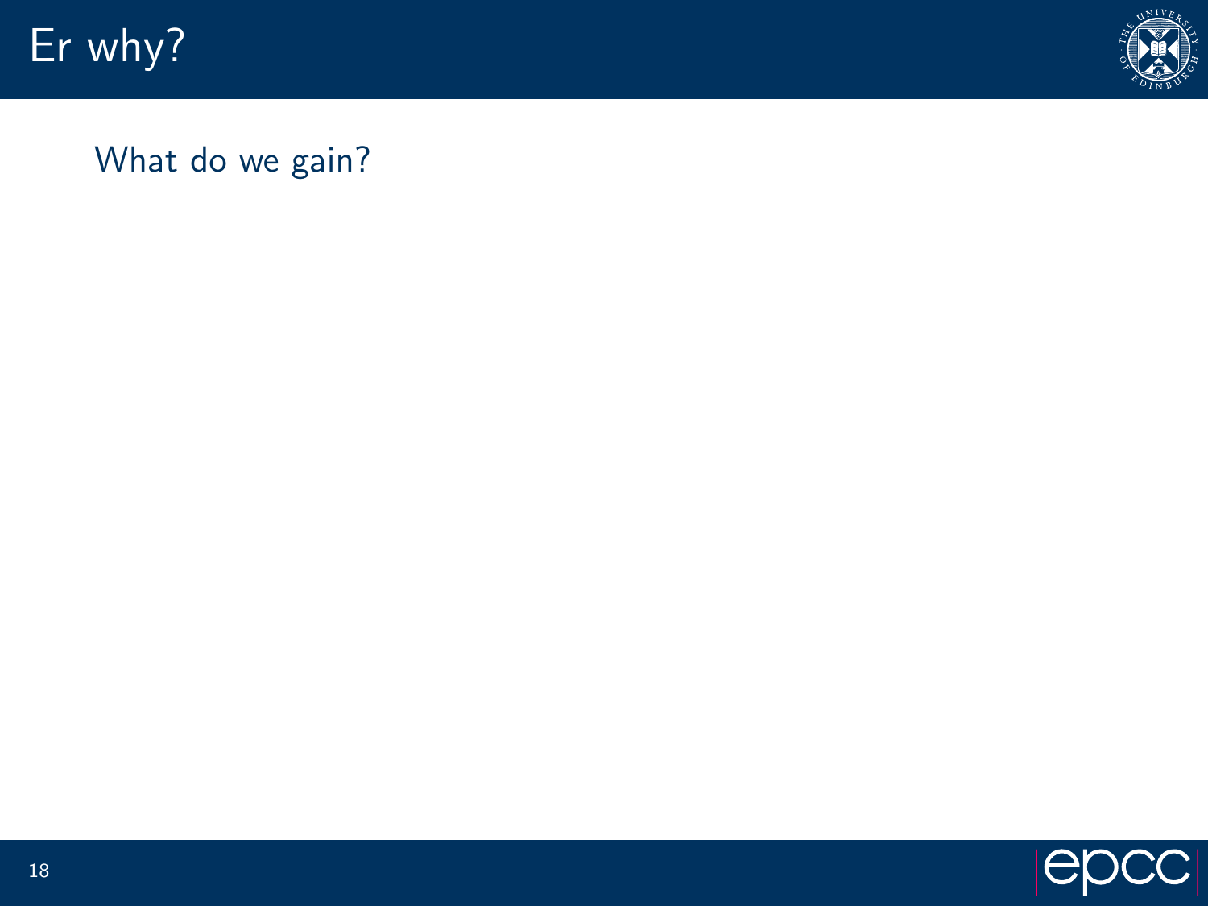# Er why?

What do we gain?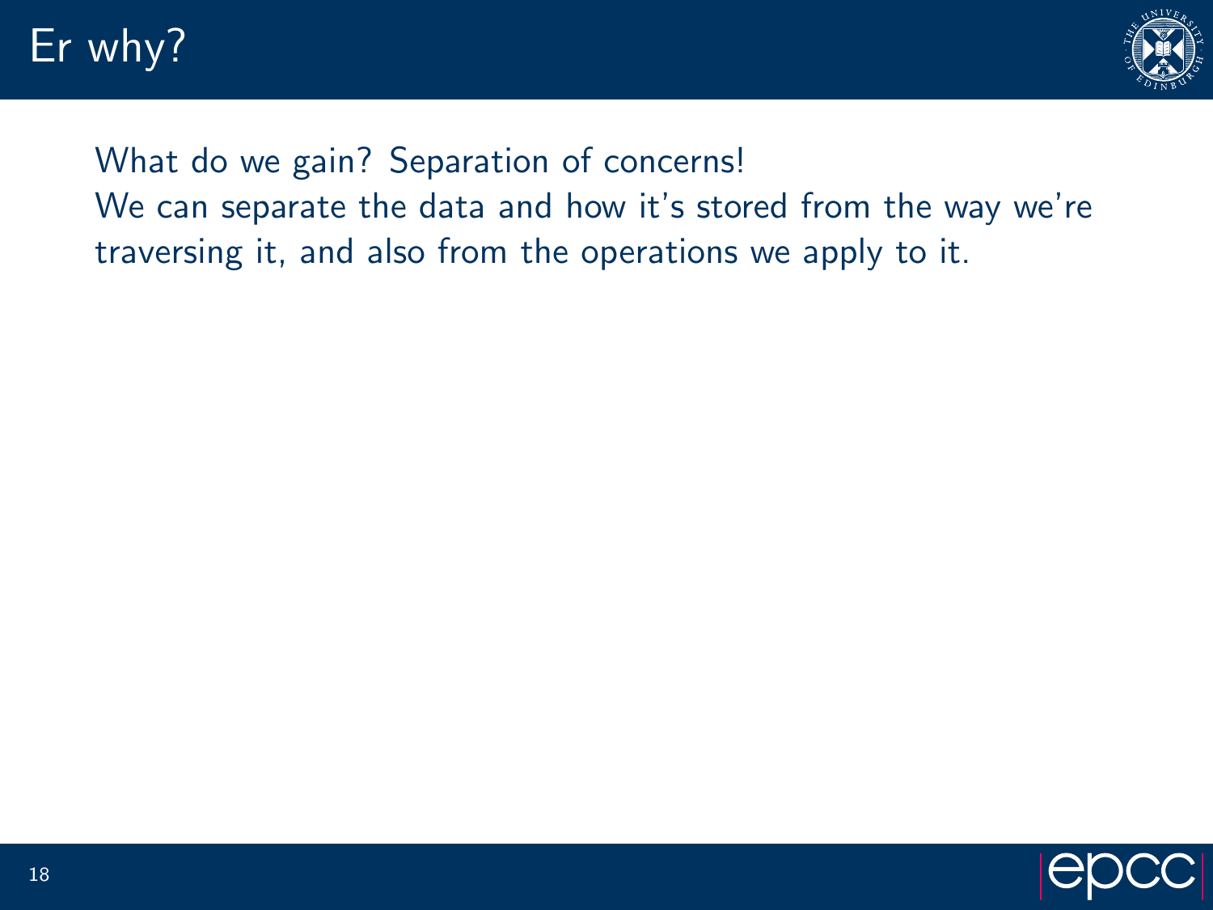# Er why?

What do we gain? Separation of concerns!

We can separate the data and how it's stored from the way we're traversing it, and also from the operations we apply to it.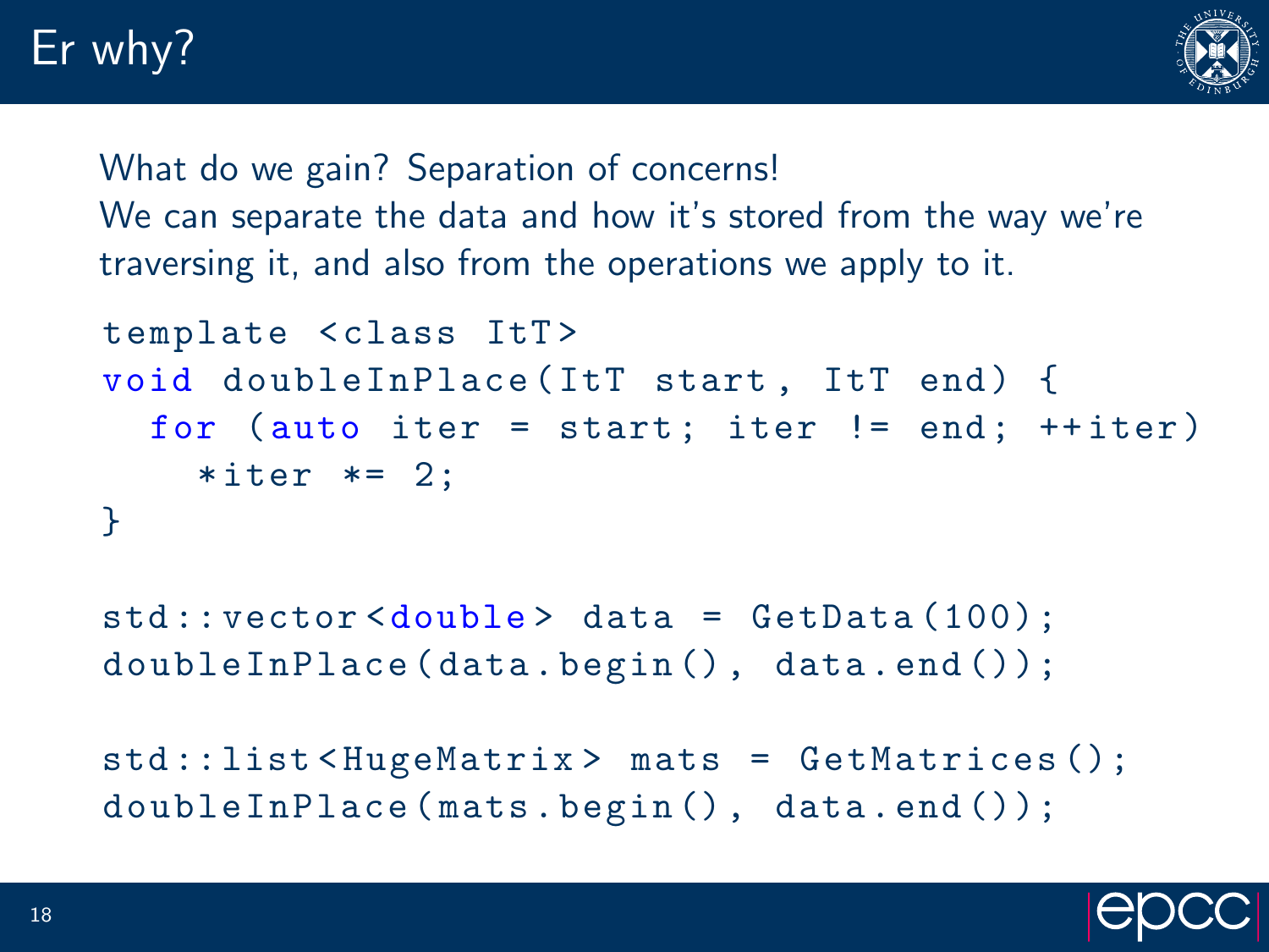# Er why?

What do we gain? Separation of concerns!
We can separate the data and how it's stored from the way we're traversing it, and also from the operations we apply to it.

```
template <class ItT>
void doubleInPlace(ItT start, ItT end) {
  for (auto iter = start; iter != end; ++iter)
    *iter *= 2;
}

std::vector<double> data = GetData(100);
doubleInPlace(data.begin(), data.end());

std::list<HugeMatrix> mats = GetMatrices();
doubleInPlace(mats.begin(), data.end());
```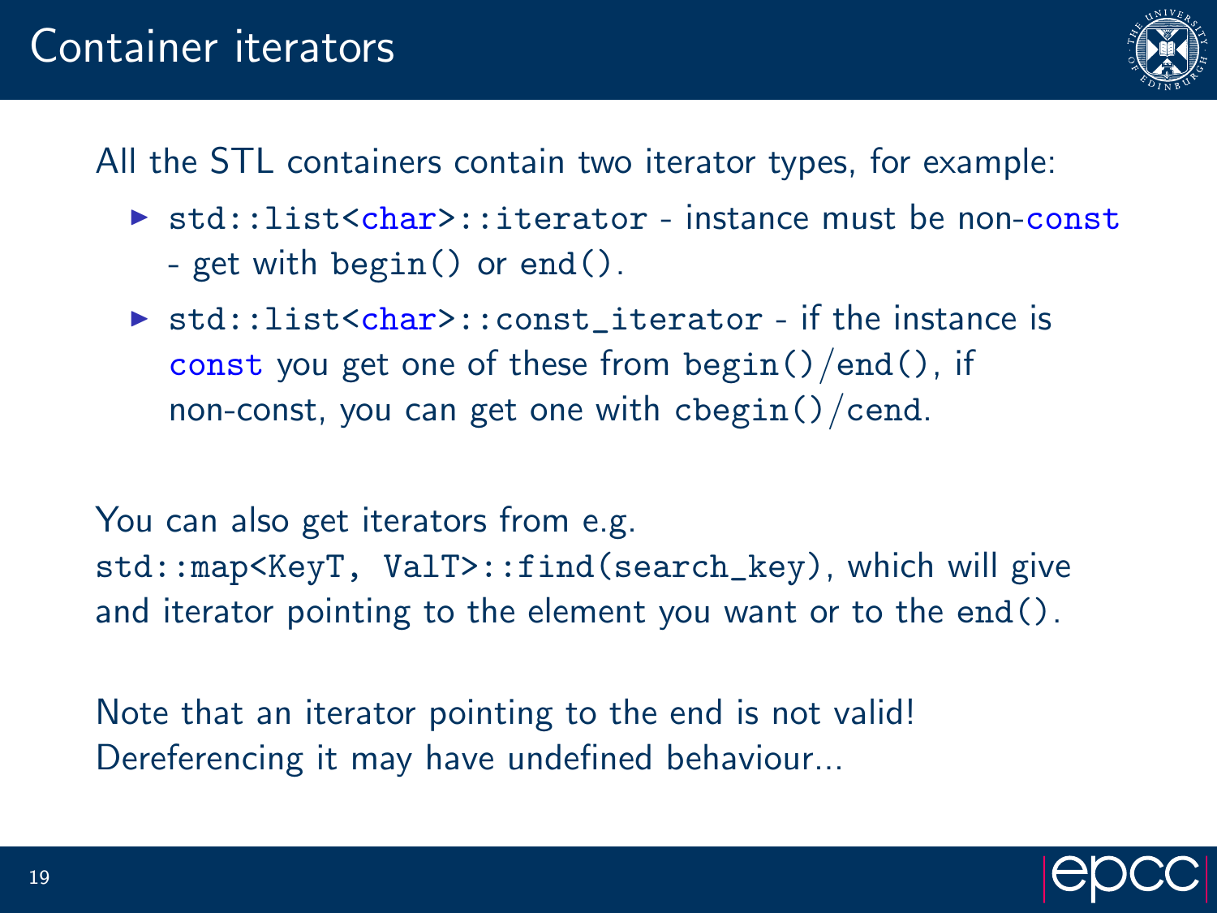# Container iterators

All the STL containers contain two iterator types, for example:

- `std::list<char>::iterator` - instance must be non-`const` - get with `begin()` or `end()`.
- `std::list<char>::const_iterator` - if the instance is `const` you get one of these from `begin()`/`end()`, if non-const, you can get one with `cbegin()`/`cend`.

You can also get iterators from e.g. `std::map<KeyT, ValT>::find(search_key)`, which will give and iterator pointing to the element you want or to the `end()`.

Note that an iterator pointing to the end is not valid! Dereferencing it may have undefined behaviour...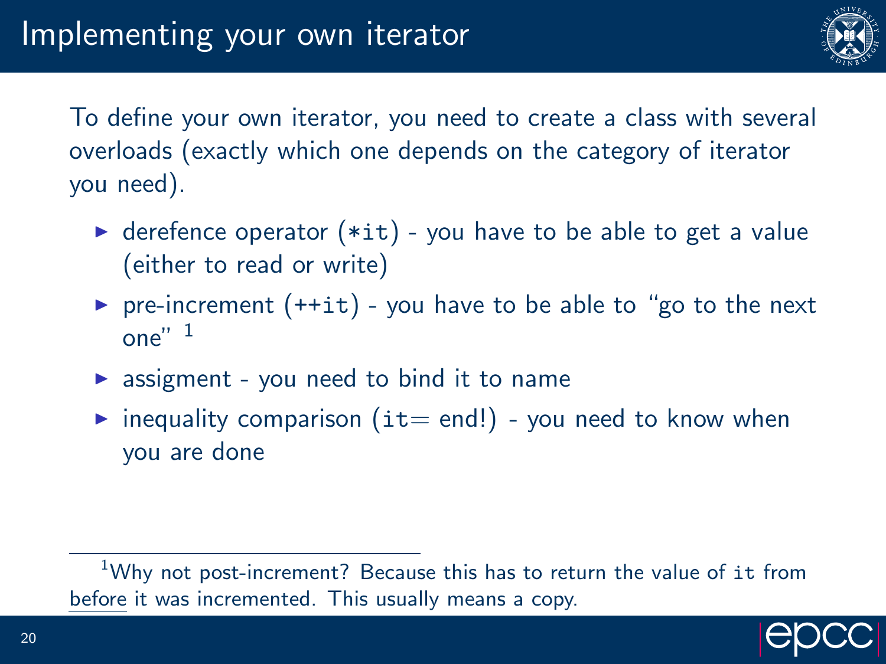# Implementing your own iterator

To define your own iterator, you need to create a class with several overloads (exactly which one depends on the category of iterator you need).

- derefence operator (`*it`) - you have to be able to get a value (either to read or write)
- pre-increment (`++it`) - you have to be able to "go to the next one" [1]
- assigment - you need to bind it to name
- inequality comparison (`it=` end!) - you need to know when you are done

[1] Why not post-increment? Because this has to return the value of `it` from before it was incremented. This usually means a copy.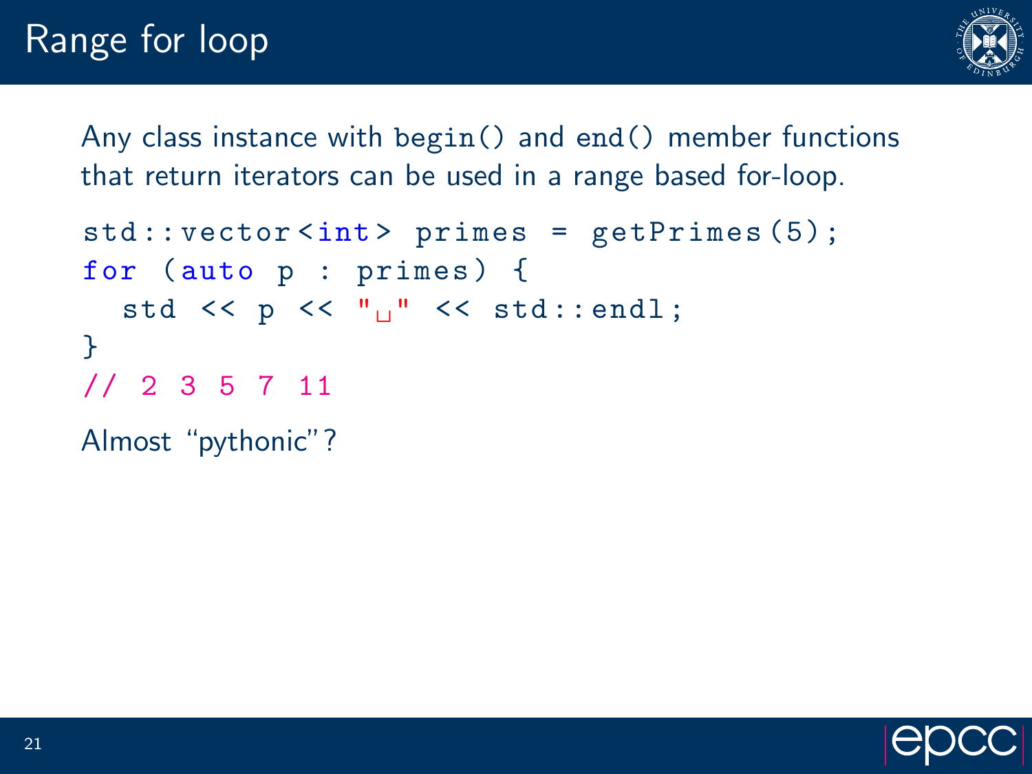# Range for loop

Any class instance with `begin()` and `end()` member functions that return iterators can be used in a range based for-loop.

```
std::vector<int> primes = getPrimes(5);
for (auto p : primes) {
  std << p << " " << std::endl;
}
// 2 3 5 7 11
```

Almost “pythonic”?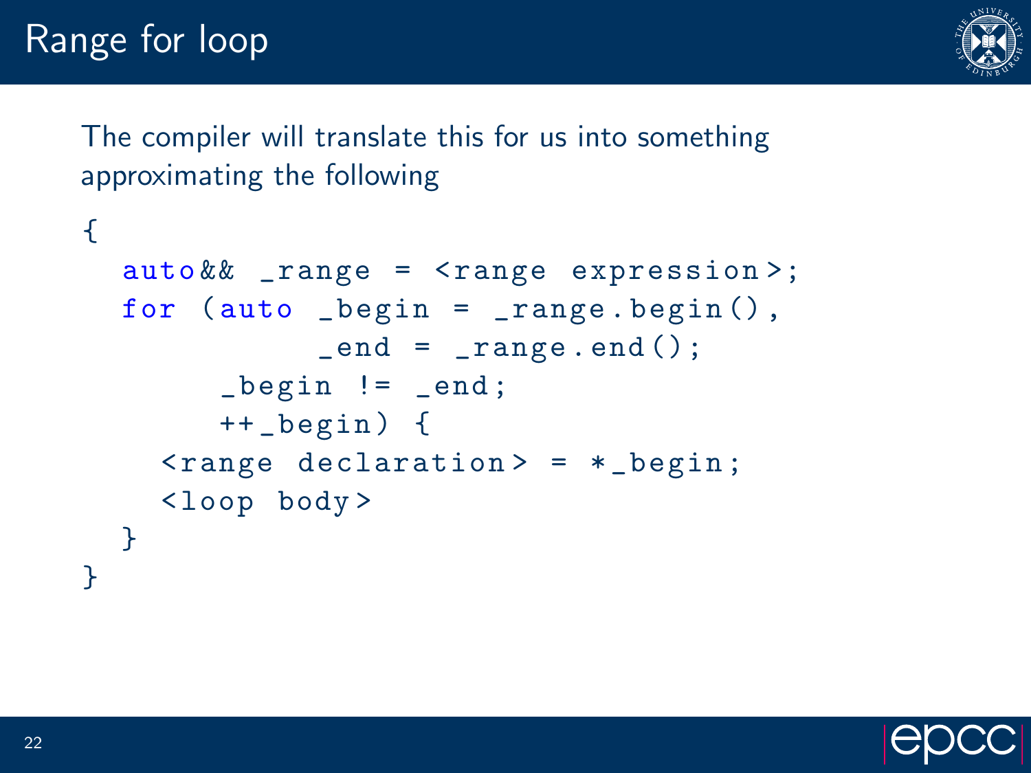# Range for loop

The compiler will translate this for us into something approximating the following

```
{
  auto&& _range = <range expression>;
  for (auto _begin = _range.begin(),
            _end = _range.end();
       _begin != _end;
       ++_begin) {
    <range declaration> = *_begin;
    <loop body>
  }
}
```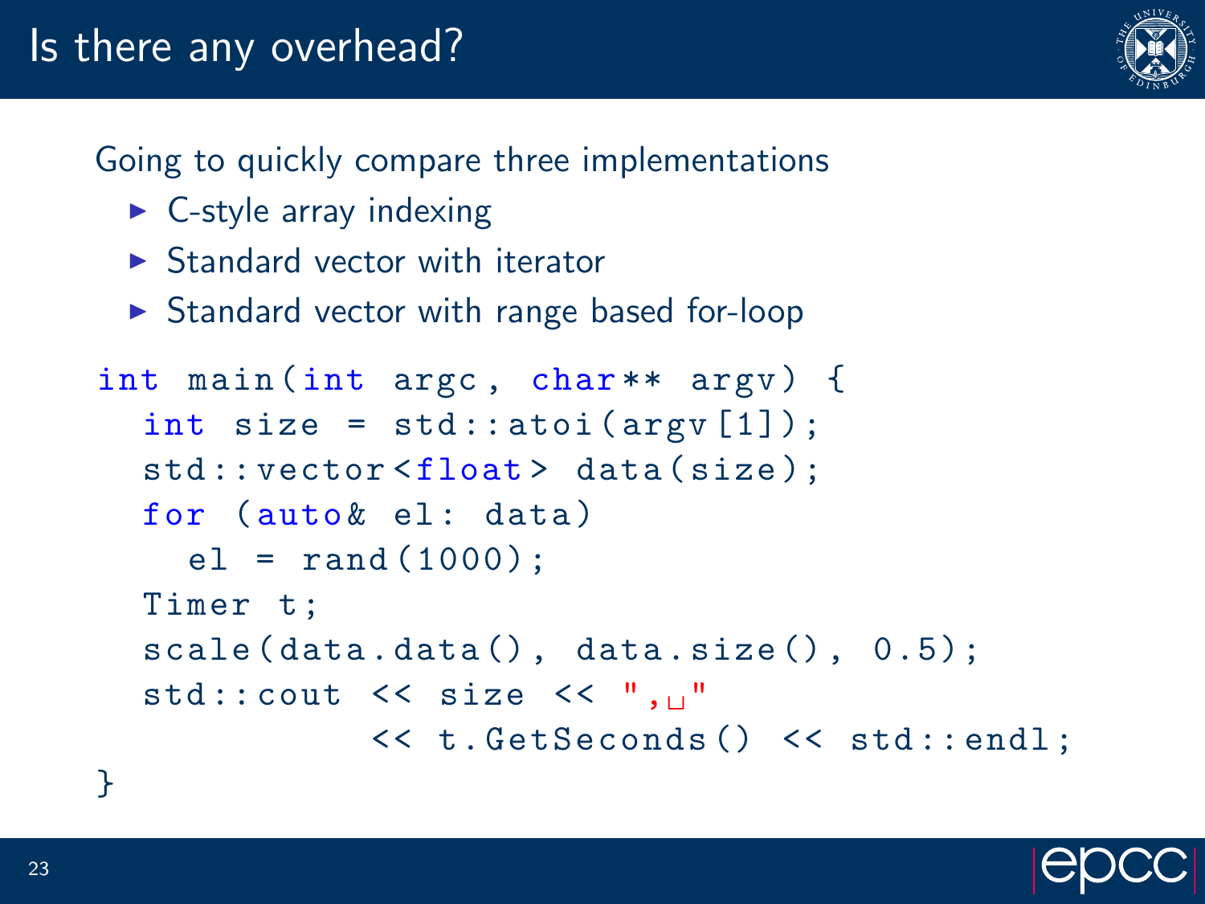# Is there any overhead?

Going to quickly compare three implementations

- C-style array indexing
- Standard vector with iterator
- Standard vector with range based for-loop

```
int main(int argc, char** argv) {
  int size = std::atoi(argv[1]);
  std::vector<float> data(size);
  for (auto& el: data)
    el = rand(1000);
  Timer t;
  scale(data.data(), data.size(), 0.5);
  std::cout << size << ", "
            << t.GetSeconds() << std::endl;
}
```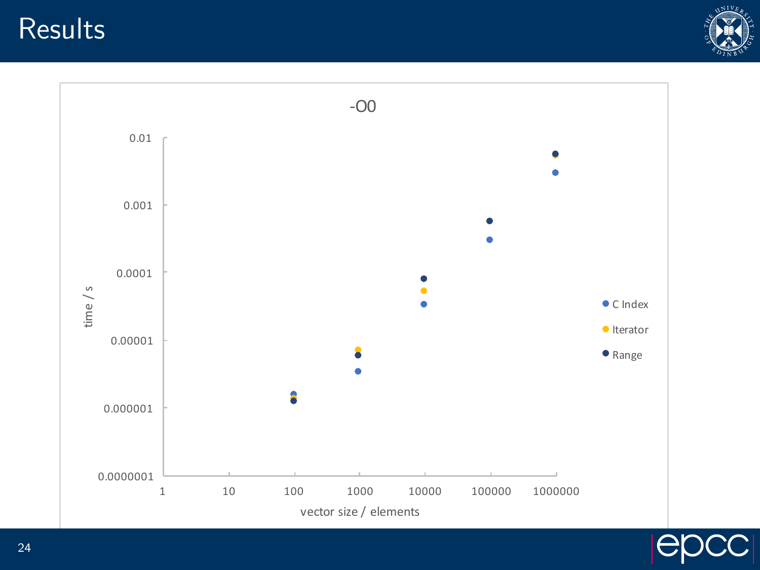# Results

-O0

time / s

0.01

0.001

0.0001

0.00001

0.000001

0.0000001

1 10 100 1000 10000 100000 1000000

vector size / elements

C Index

Iterator

Range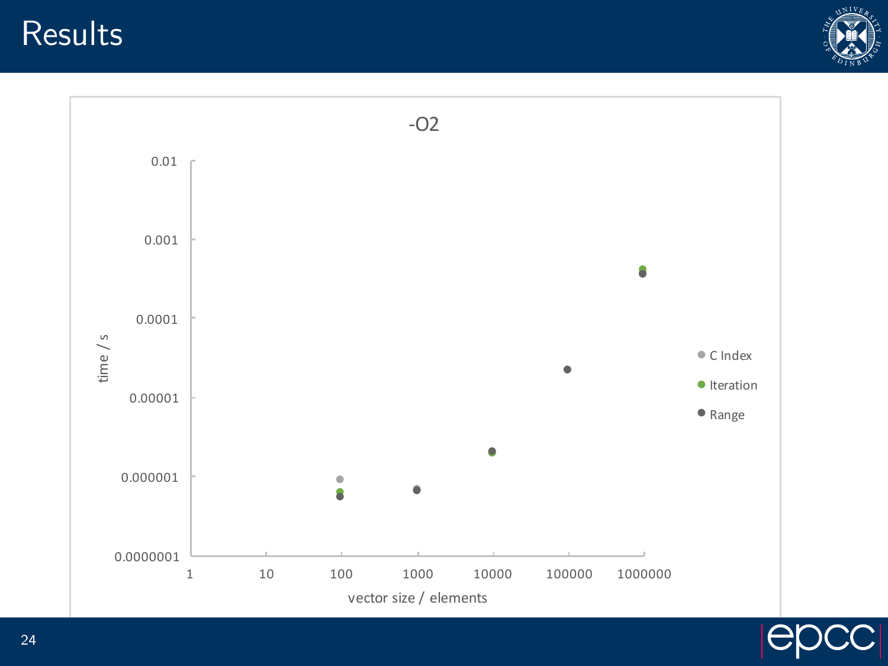# Results

-O2

| | |
|---|---|
| y-axis | time / s (0.0000001 to 0.01, log scale) |
| x-axis | vector size / elements (1 to 1000000, log scale) |
| Series | C Index, Iteration, Range |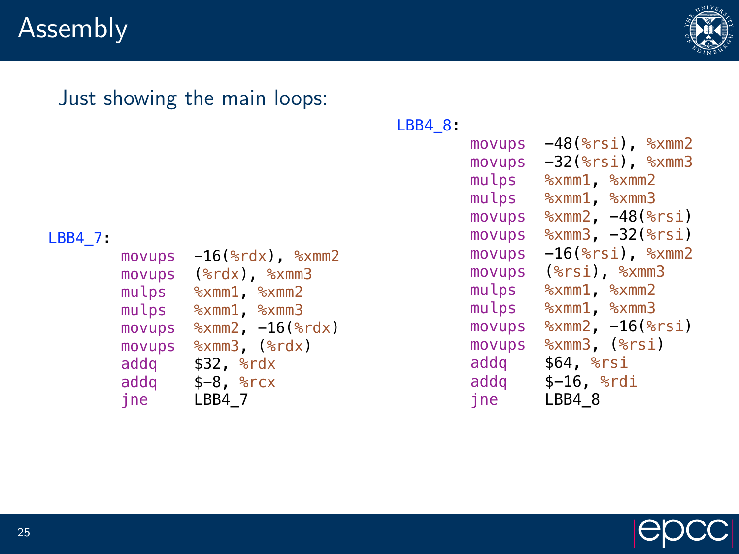# Assembly

Just showing the main loops:

```
LBB4_7:
        movups  -16(%rdx), %xmm2
        movups  (%rdx), %xmm3
        mulps   %xmm1, %xmm2
        mulps   %xmm1, %xmm3
        movups  %xmm2, -16(%rdx)
        movups  %xmm3, (%rdx)
        addq    $32, %rdx
        addq    $-8, %rcx
        jne     LBB4_7
```

```
LBB4_8:
        movups  -48(%rsi), %xmm2
        movups  -32(%rsi), %xmm3
        mulps   %xmm1, %xmm2
        mulps   %xmm1, %xmm3
        movups  %xmm2, -48(%rsi)
        movups  %xmm3, -32(%rsi)
        movups  -16(%rsi), %xmm2
        movups  (%rsi), %xmm3
        mulps   %xmm1, %xmm2
        mulps   %xmm1, %xmm3
        movups  %xmm2, -16(%rsi)
        movups  %xmm3, (%rsi)
        addq    $64, %rsi
        addq    $-16, %rdi
        jne     LBB4_8
```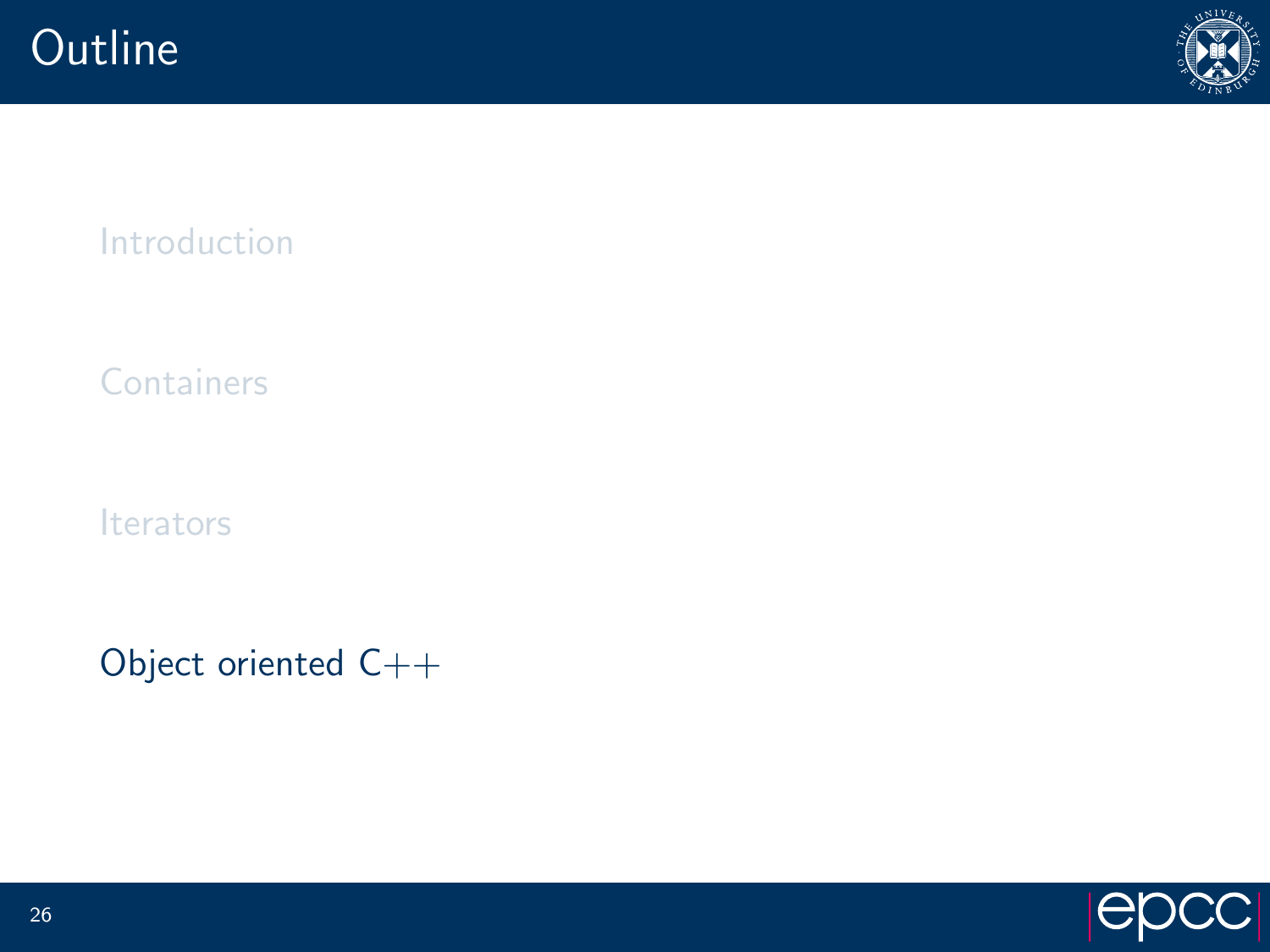# Outline

Introduction

Containers

Iterators

Object oriented C++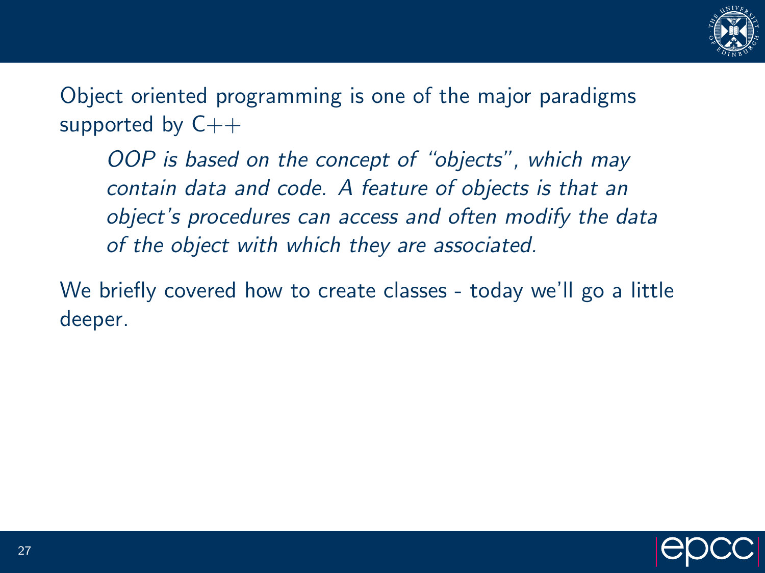Object oriented programming is one of the major paradigms supported by C++

> *OOP is based on the concept of "objects", which may contain data and code. A feature of objects is that an object's procedures can access and often modify the data of the object with which they are associated.*

We briefly covered how to create classes - today we'll go a little deeper.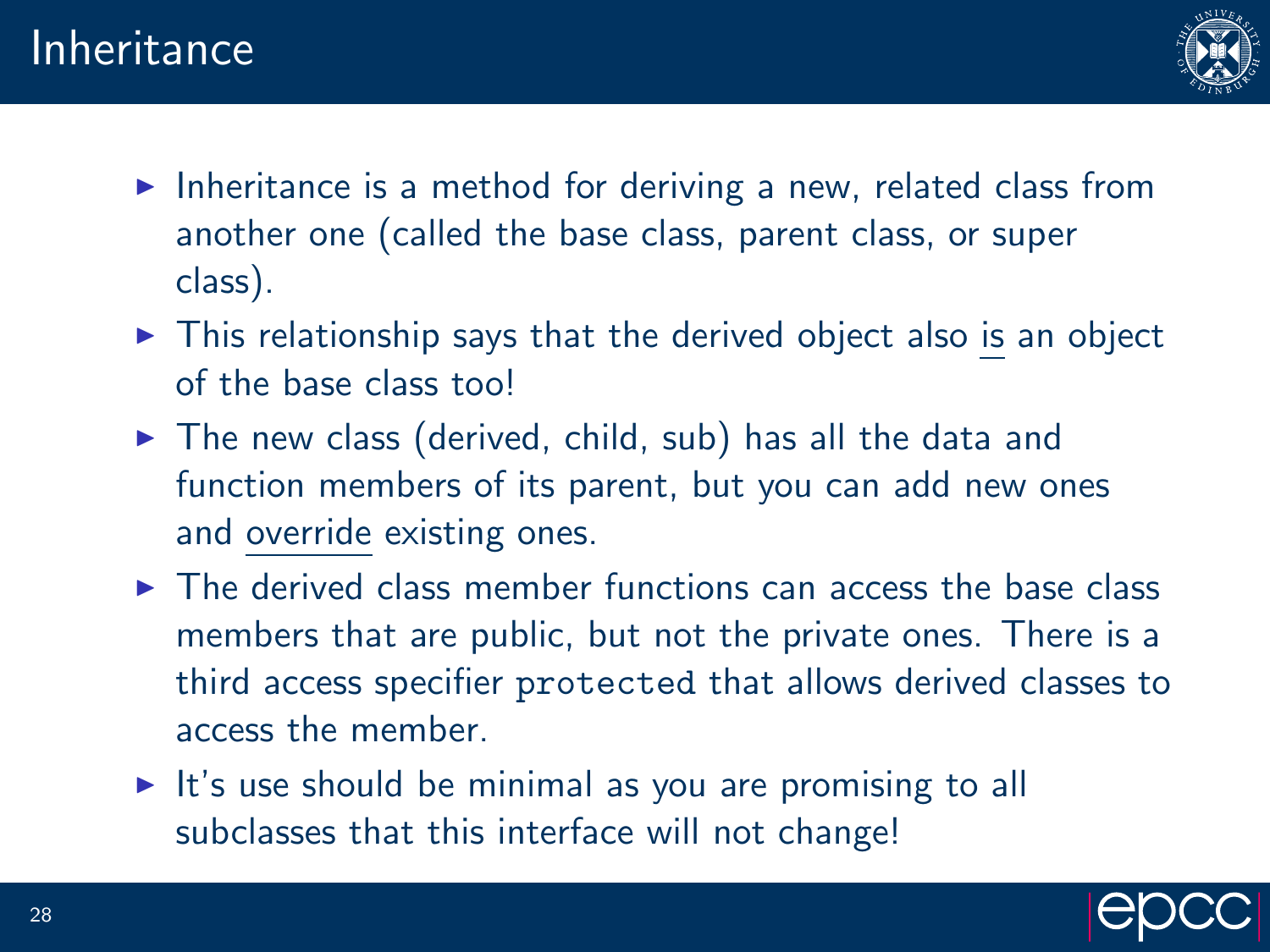# Inheritance

- Inheritance is a method for deriving a new, related class from another one (called the base class, parent class, or super class).
- This relationship says that the derived object also <u>is</u> an object of the base class too!
- The new class (derived, child, sub) has all the data and function members of its parent, but you can add new ones and <u>override</u> existing ones.
- The derived class member functions can access the base class members that are public, but not the private ones. There is a third access specifier `protected` that allows derived classes to access the member.
- It's use should be minimal as you are promising to all subclasses that this interface will not change!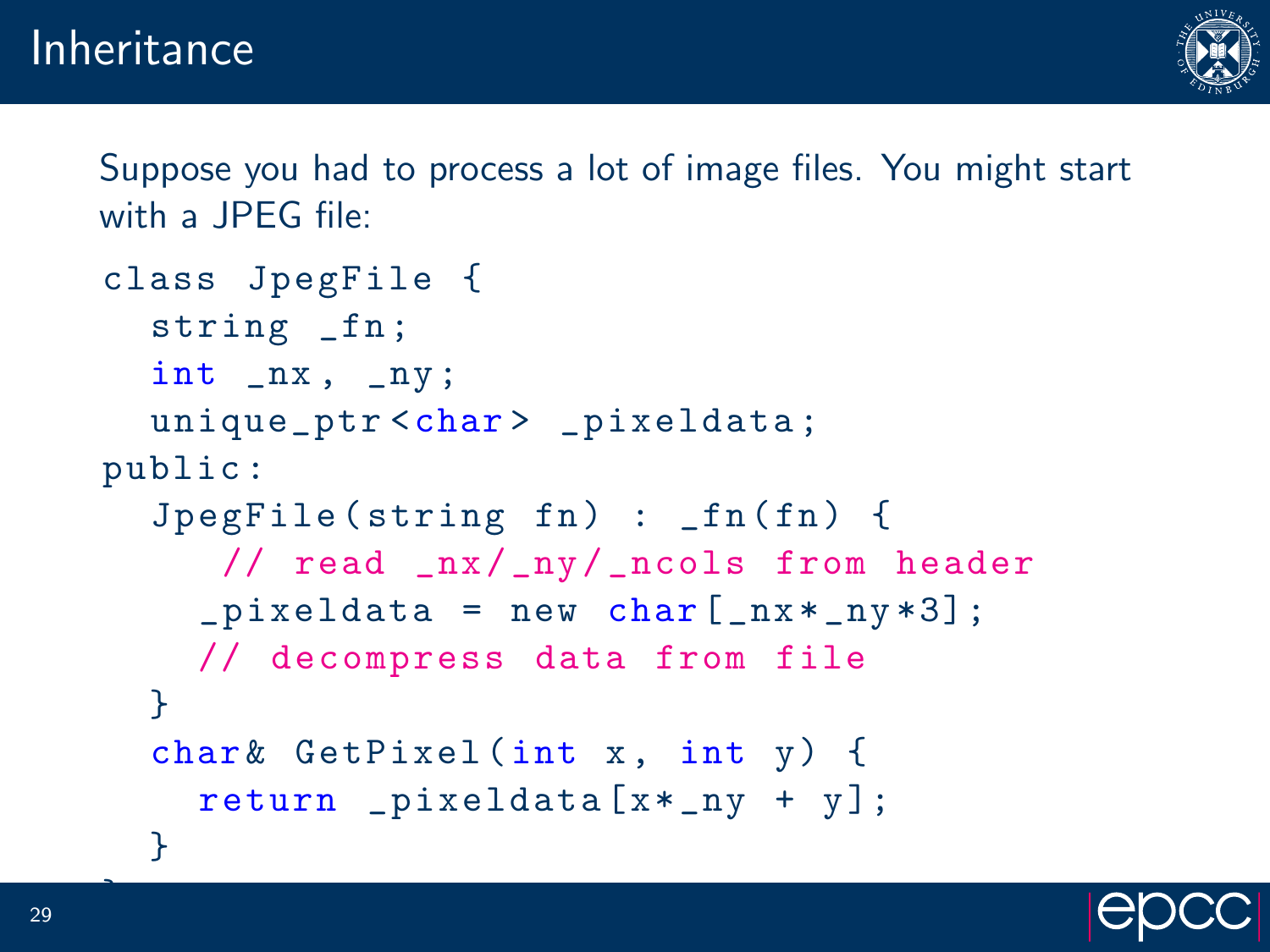# Inheritance

Suppose you had to process a lot of image files. You might start with a JPEG file:

```
class JpegFile {
  string _fn;
  int _nx, _ny;
  unique_ptr<char> _pixeldata;
public:
  JpegFile(string fn) : _fn(fn) {
     // read _nx/_ny/_ncols from header
    _pixeldata = new char[_nx*_ny*3];
    // decompress data from file
  }
  char& GetPixel(int x, int y) {
    return _pixeldata[x*_ny + y];
  }
};
```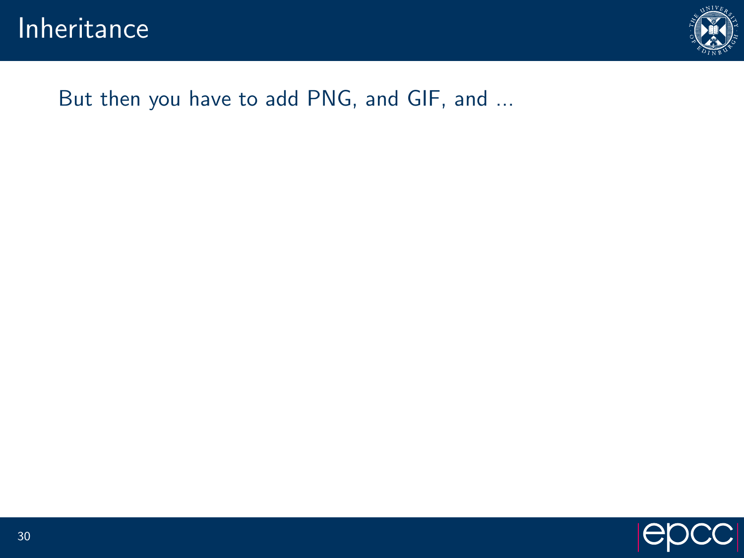# Inheritance

But then you have to add PNG, and GIF, and ...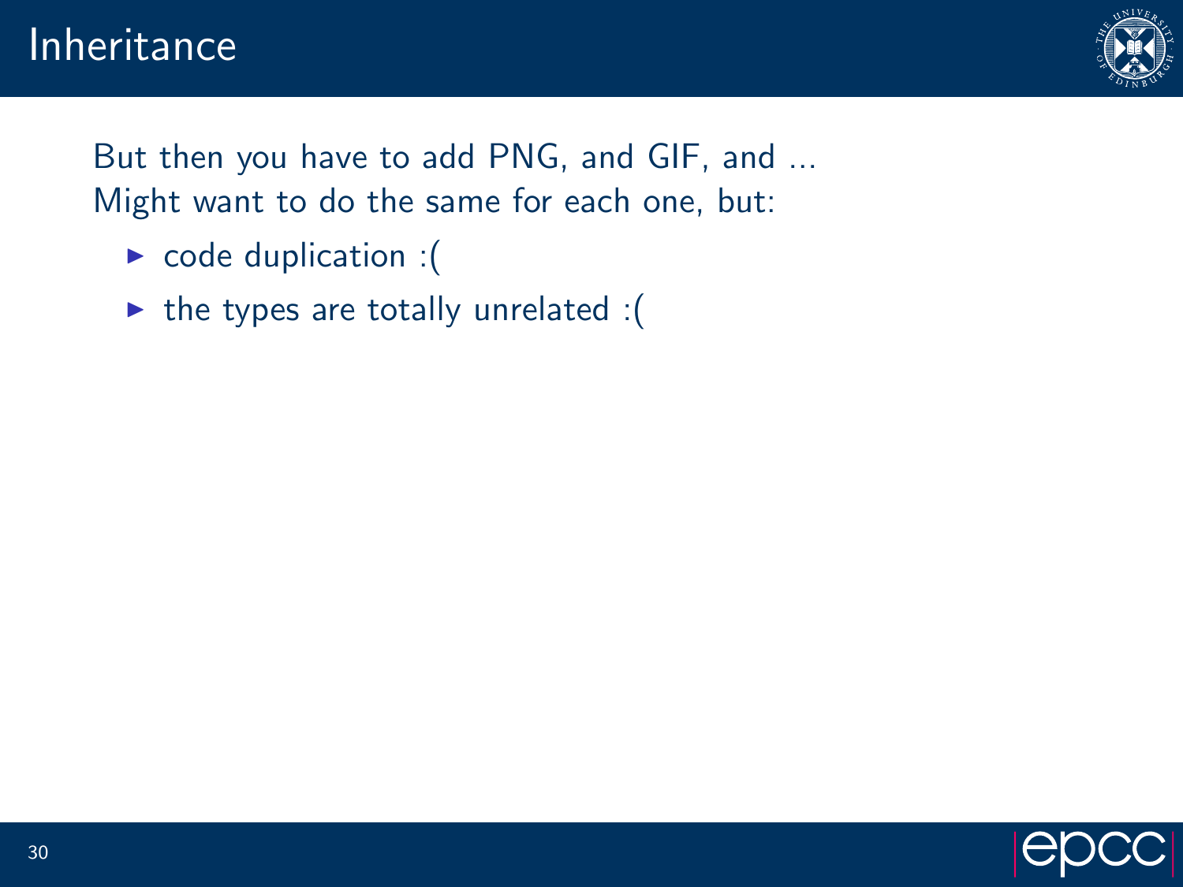# Inheritance

But then you have to add PNG, and GIF, and ...
Might want to do the same for each one, but:

- code duplication :(
- the types are totally unrelated :(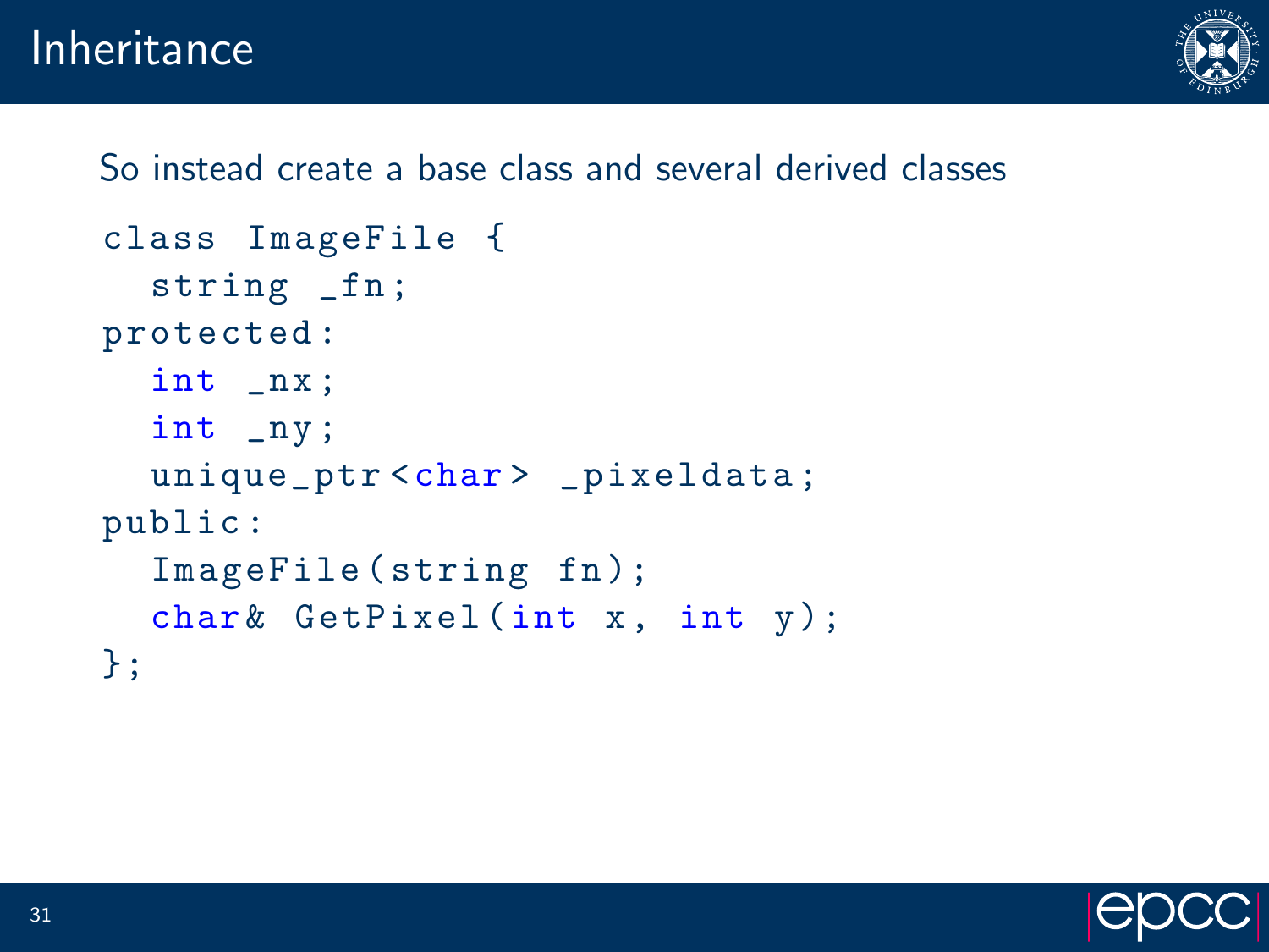# Inheritance

So instead create a base class and several derived classes

```
class ImageFile {
  string _fn;
protected:
  int _nx;
  int _ny;
  unique_ptr<char> _pixeldata;
public:
  ImageFile(string fn);
  char& GetPixel(int x, int y);
};
```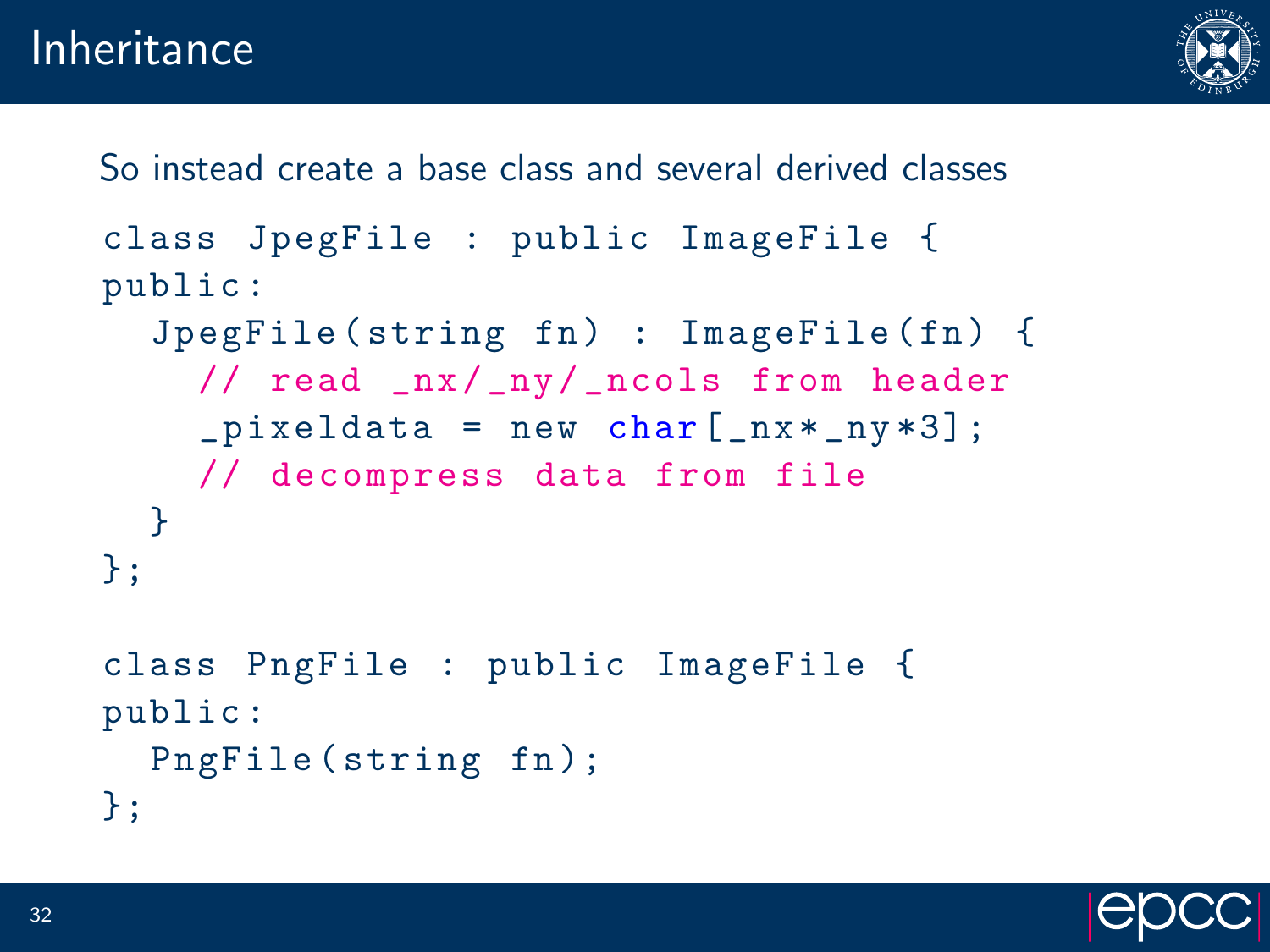# Inheritance

So instead create a base class and several derived classes

```
class JpegFile : public ImageFile {
public:
  JpegFile(string fn) : ImageFile(fn) {
    // read _nx/_ny/_ncols from header
    _pixeldata = new char[_nx*_ny*3];
    // decompress data from file
  }
};

class PngFile : public ImageFile {
public:
  PngFile(string fn);
};
```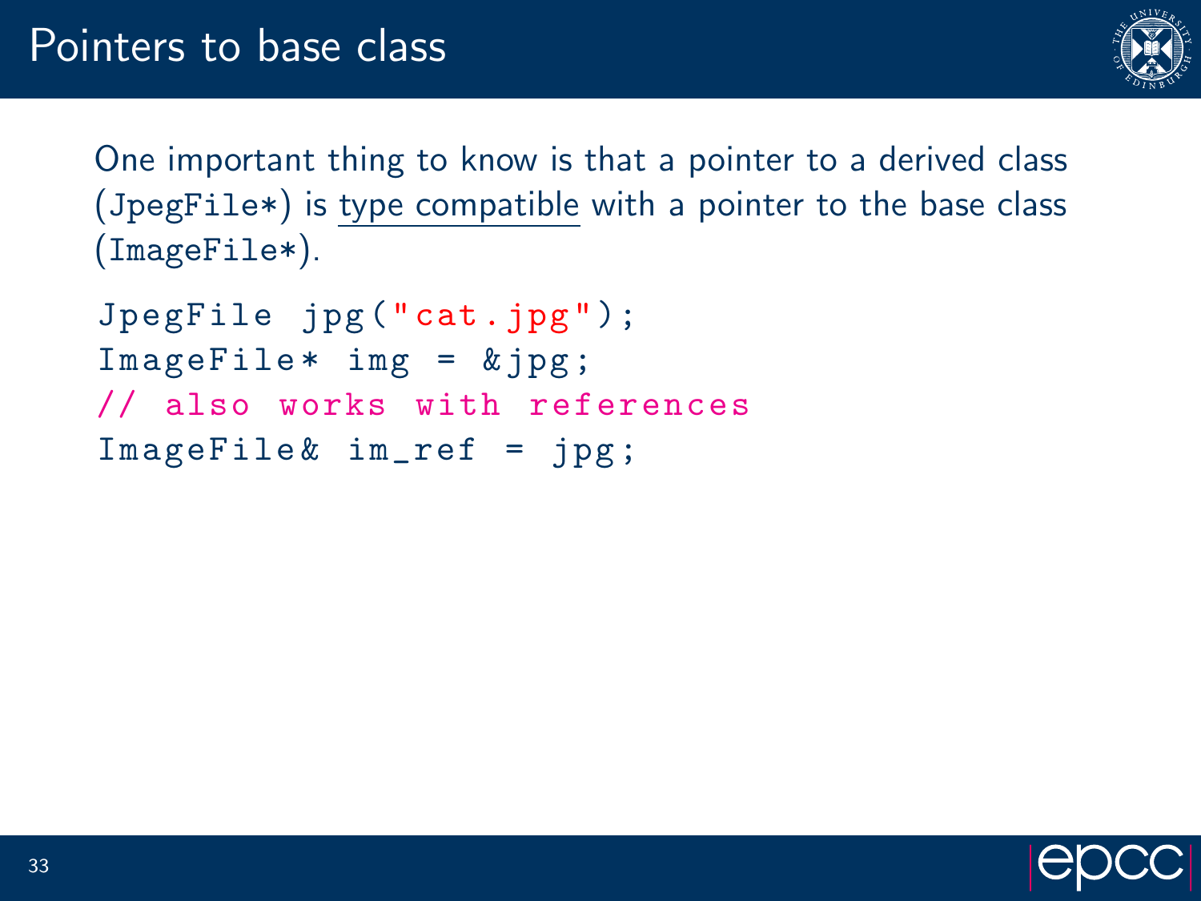# Pointers to base class

One important thing to know is that a pointer to a derived class (`JpegFile*`) is type compatible with a pointer to the base class (`ImageFile*`).

```
JpegFile jpg("cat.jpg");
ImageFile* img = &jpg;
// also works with references
ImageFile& im_ref = jpg;
```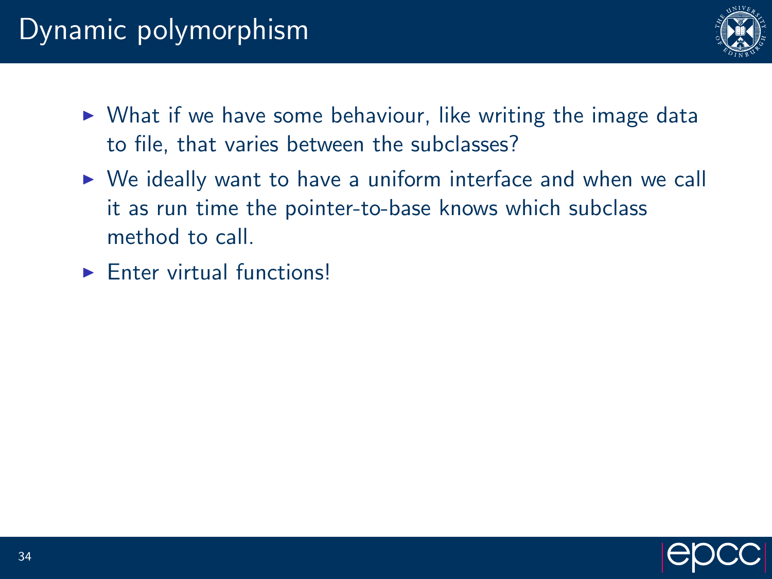# Dynamic polymorphism

- What if we have some behaviour, like writing the image data to file, that varies between the subclasses?
- We ideally want to have a uniform interface and when we call it as run time the pointer-to-base knows which subclass method to call.
- Enter virtual functions!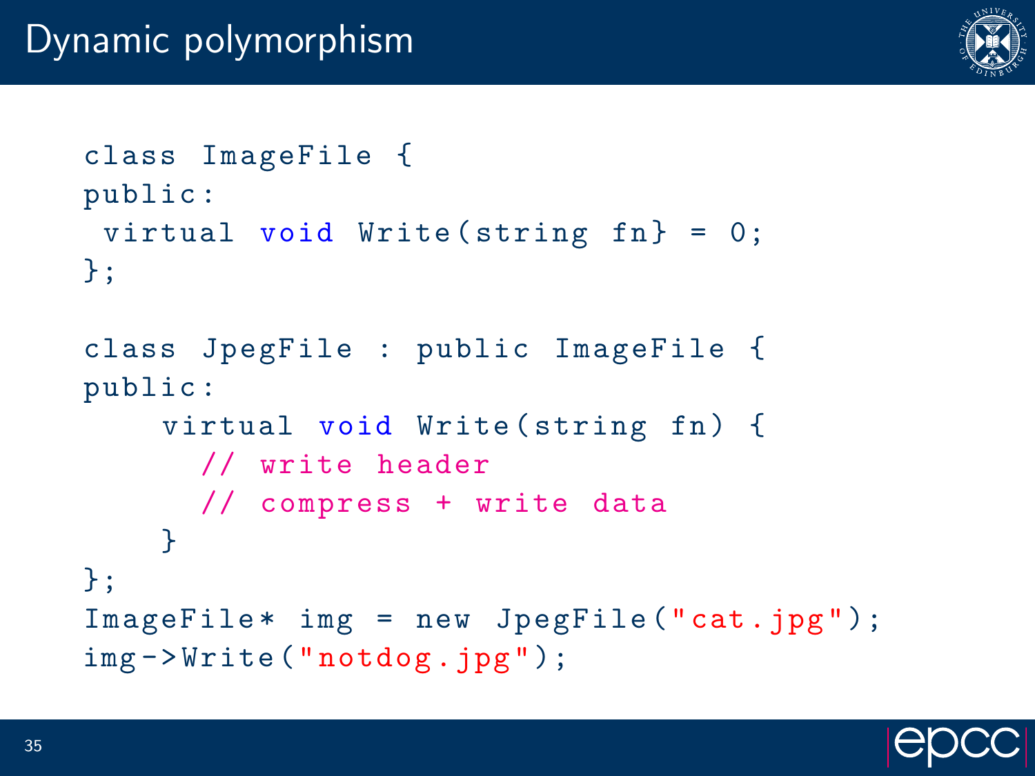# Dynamic polymorphism

```
class ImageFile {
public:
 virtual void Write(string fn} = 0;
};

class JpegFile : public ImageFile {
public:
    virtual void Write(string fn) {
      // write header
      // compress + write data
    }
};
ImageFile* img = new JpegFile("cat.jpg");
img->Write("notdog.jpg");
```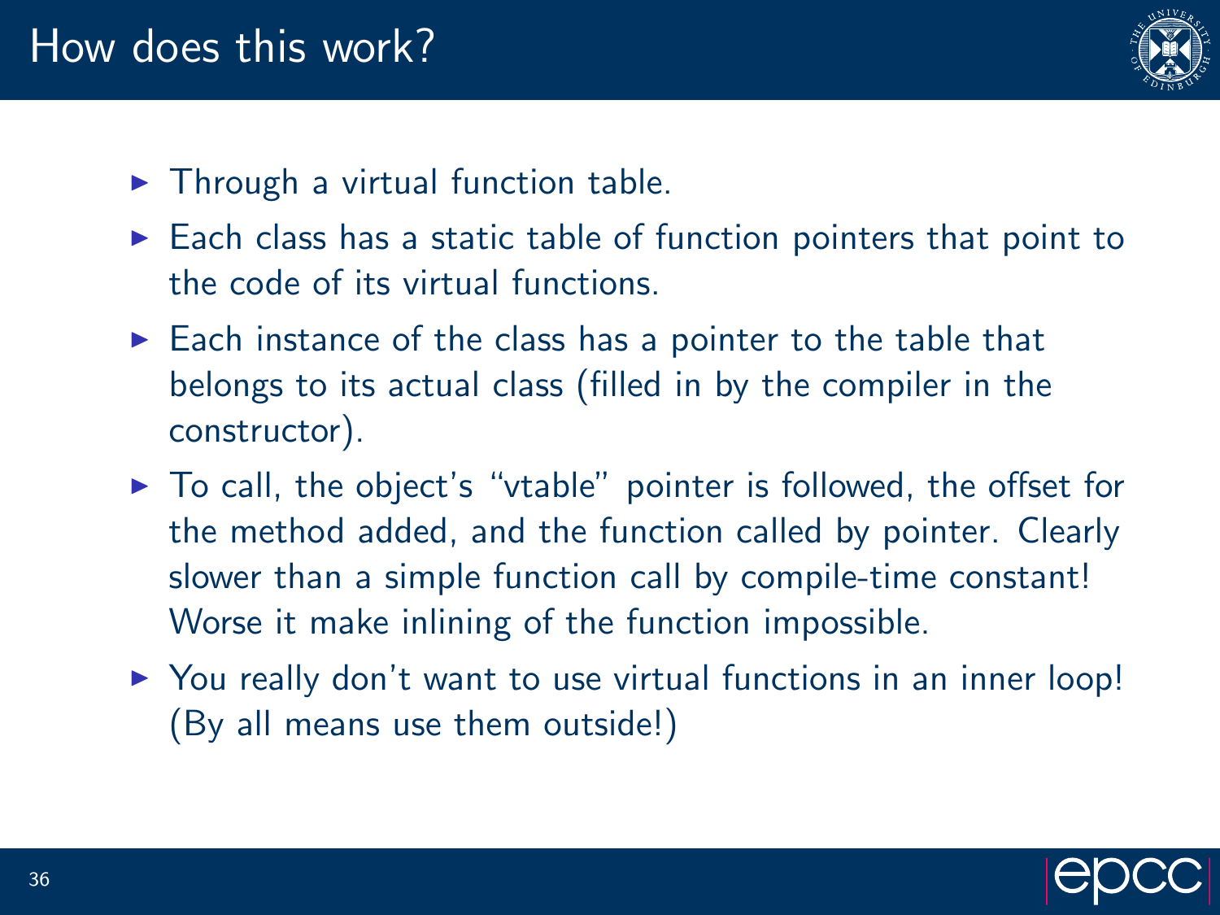# How does this work?

- Through a virtual function table.
- Each class has a static table of function pointers that point to the code of its virtual functions.
- Each instance of the class has a pointer to the table that belongs to its actual class (filled in by the compiler in the constructor).
- To call, the object's "vtable" pointer is followed, the offset for the method added, and the function called by pointer. Clearly slower than a simple function call by compile-time constant! Worse it make inlining of the function impossible.
- You really don't want to use virtual functions in an inner loop! (By all means use them outside!)